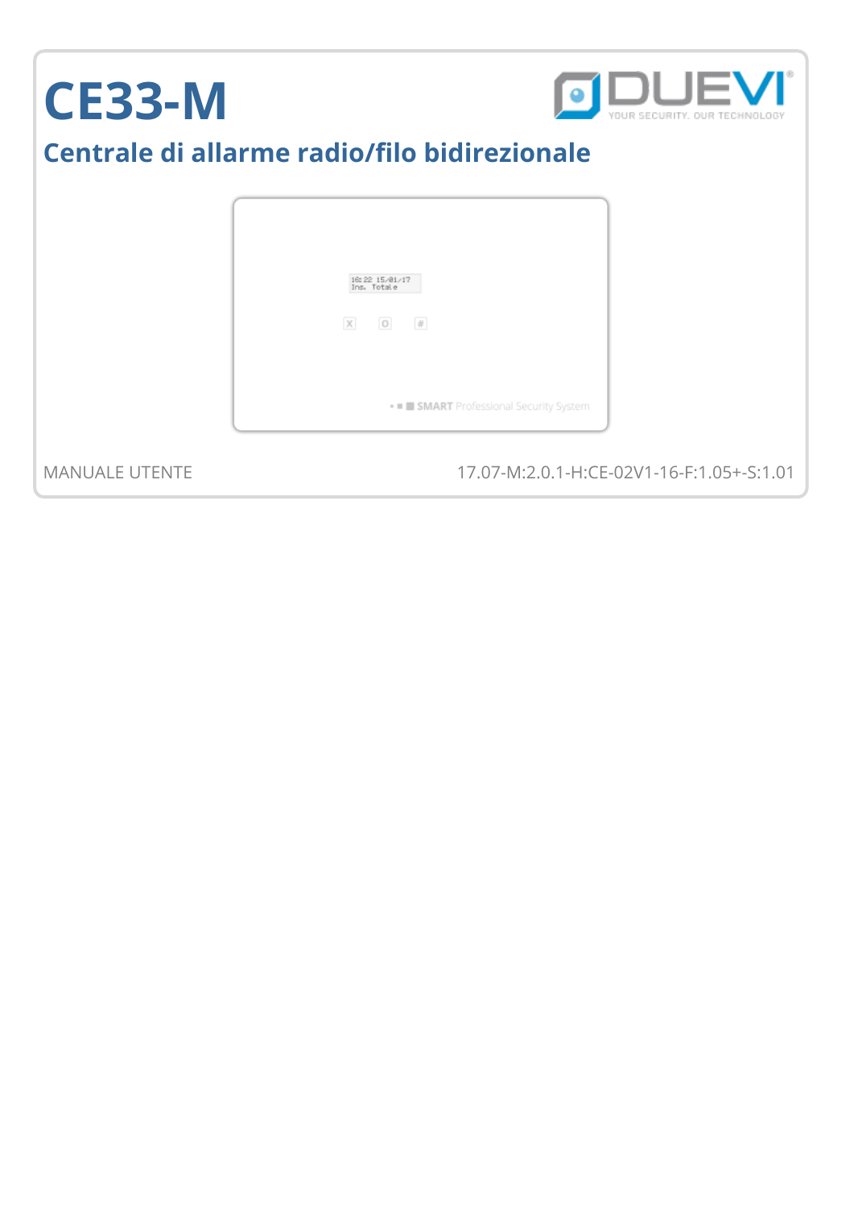# CE33-M

## Centrale di allarme radio/filo bidirezionale

MANUALE UTENTE

17.07-M:2.0.1-H:CE-02V1-16-F:1.05+-S:1.01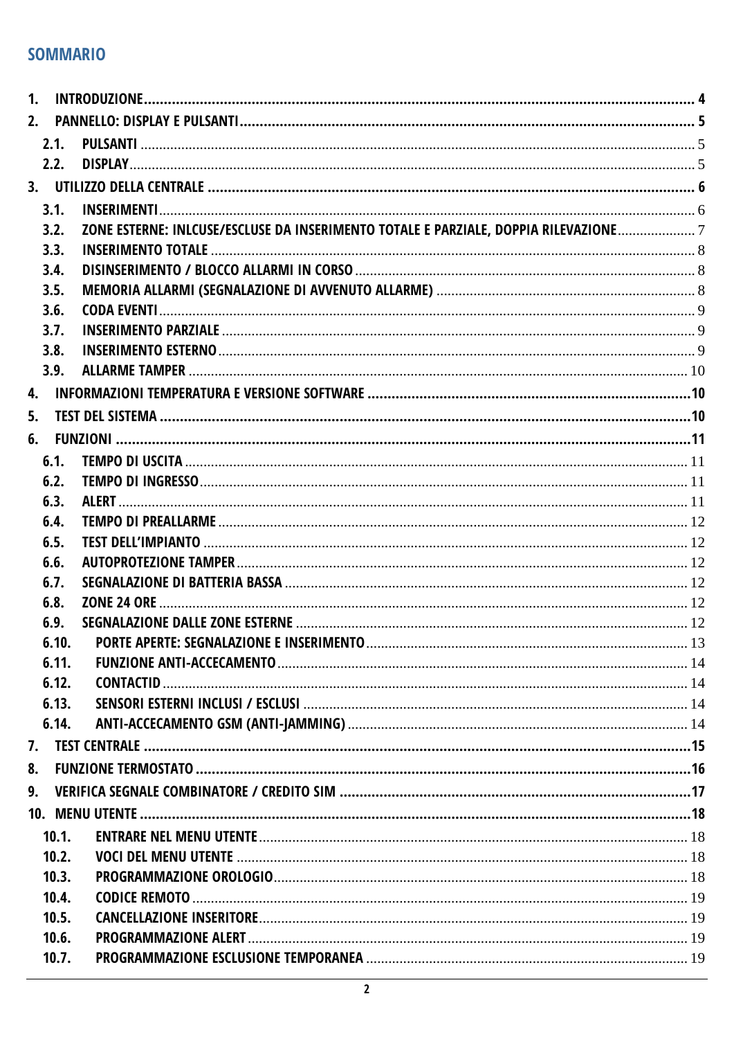## SOMMARIO

1. INTRODUZIONE ........................................................ 4
2. PANNELLO: DISPLAY E PULSANTI ........................................................ 5
   - 2.1. PULSANTI ........................................................ 5
   - 2.2. DISPLAY ........................................................ 5
3. UTILIZZO DELLA CENTRALE ........................................................ 6
   - 3.1. INSERIMENTI ........................................................ 6
   - 3.2. ZONE ESTERNE: INLCUSE/ESCLUSE DA INSERIMENTO TOTALE E PARZIALE, DOPPIA RILEVAZIONE ........................................................ 7
   - 3.3. INSERIMENTO TOTALE ........................................................ 8
   - 3.4. DISINSERIMENTO / BLOCCO ALLARMI IN CORSO ........................................................ 8
   - 3.5. MEMORIA ALLARMI (SEGNALAZIONE DI AVVENUTO ALLARME) ........................................................ 8
   - 3.6. CODA EVENTI ........................................................ 9
   - 3.7. INSERIMENTO PARZIALE ........................................................ 9
   - 3.8. INSERIMENTO ESTERNO ........................................................ 9
   - 3.9. ALLARME TAMPER ........................................................ 10
4. INFORMAZIONI TEMPERATURA E VERSIONE SOFTWARE ........................................................ 10
5. TEST DEL SISTEMA ........................................................ 10
6. FUNZIONI ........................................................ 11
   - 6.1. TEMPO DI USCITA ........................................................ 11
   - 6.2. TEMPO DI INGRESSO ........................................................ 11
   - 6.3. ALERT ........................................................ 11
   - 6.4. TEMPO DI PREALLARME ........................................................ 12
   - 6.5. TEST DELL'IMPIANTO ........................................................ 12
   - 6.6. AUTOPROTEZIONE TAMPER ........................................................ 12
   - 6.7. SEGNALAZIONE DI BATTERIA BASSA ........................................................ 12
   - 6.8. ZONE 24 ORE ........................................................ 12
   - 6.9. SEGNALAZIONE DALLE ZONE ESTERNE ........................................................ 12
   - 6.10. PORTE APERTE: SEGNALAZIONE E INSERIMENTO ........................................................ 13
   - 6.11. FUNZIONE ANTI-ACCECAMENTO ........................................................ 14
   - 6.12. CONTACTID ........................................................ 14
   - 6.13. SENSORI ESTERNI INCLUSI / ESCLUSI ........................................................ 14
   - 6.14. ANTI-ACCECAMENTO GSM (ANTI-JAMMING) ........................................................ 14
7. TEST CENTRALE ........................................................ 15
8. FUNZIONE TERMOSTATO ........................................................ 16
9. VERIFICA SEGNALE COMBINATORE / CREDITO SIM ........................................................ 17
10. MENU UTENTE ........................................................ 18
    - 10.1. ENTRARE NEL MENU UTENTE ........................................................ 18
    - 10.2. VOCI DEL MENU UTENTE ........................................................ 18
    - 10.3. PROGRAMMAZIONE OROLOGIO ........................................................ 18
    - 10.4. CODICE REMOTO ........................................................ 19
    - 10.5. CANCELLAZIONE INSERITORE ........................................................ 19
    - 10.6. PROGRAMMAZIONE ALERT ........................................................ 19
    - 10.7. PROGRAMMAZIONE ESCLUSIONE TEMPORANEA ........................................................ 19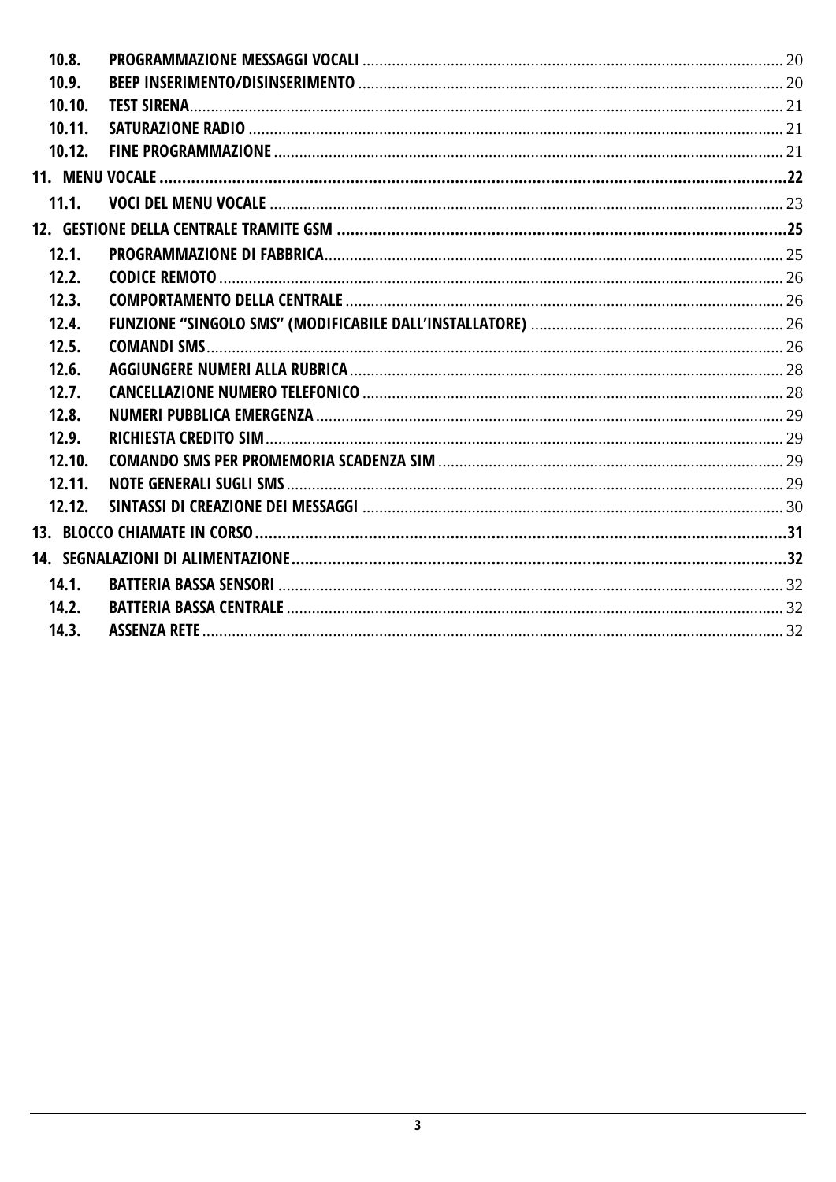10.8. PROGRAMMAZIONE MESSAGGI VOCALI ... 20
10.9. BEEP INSERIMENTO/DISINSERIMENTO ... 20
10.10. TEST SIRENA ... 21
10.11. SATURAZIONE RADIO ... 21
10.12. FINE PROGRAMMAZIONE ... 21

**11. MENU VOCALE ... 22**

11.1. VOCI DEL MENU VOCALE ... 23

**12. GESTIONE DELLA CENTRALE TRAMITE GSM ... 25**

12.1. PROGRAMMAZIONE DI FABBRICA ... 25
12.2. CODICE REMOTO ... 26
12.3. COMPORTAMENTO DELLA CENTRALE ... 26
12.4. FUNZIONE "SINGOLO SMS" (MODIFICABILE DALL'INSTALLATORE) ... 26
12.5. COMANDI SMS ... 26
12.6. AGGIUNGERE NUMERI ALLA RUBRICA ... 28
12.7. CANCELLAZIONE NUMERO TELEFONICO ... 28
12.8. NUMERI PUBBLICA EMERGENZA ... 29
12.9. RICHIESTA CREDITO SIM ... 29
12.10. COMANDO SMS PER PROMEMORIA SCADENZA SIM ... 29
12.11. NOTE GENERALI SUGLI SMS ... 29
12.12. SINTASSI DI CREAZIONE DEI MESSAGGI ... 30

**13. BLOCCO CHIAMATE IN CORSO ... 31**

**14. SEGNALAZIONI DI ALIMENTAZIONE ... 32**

14.1. BATTERIA BASSA SENSORI ... 32
14.2. BATTERIA BASSA CENTRALE ... 32
14.3. ASSENZA RETE ... 32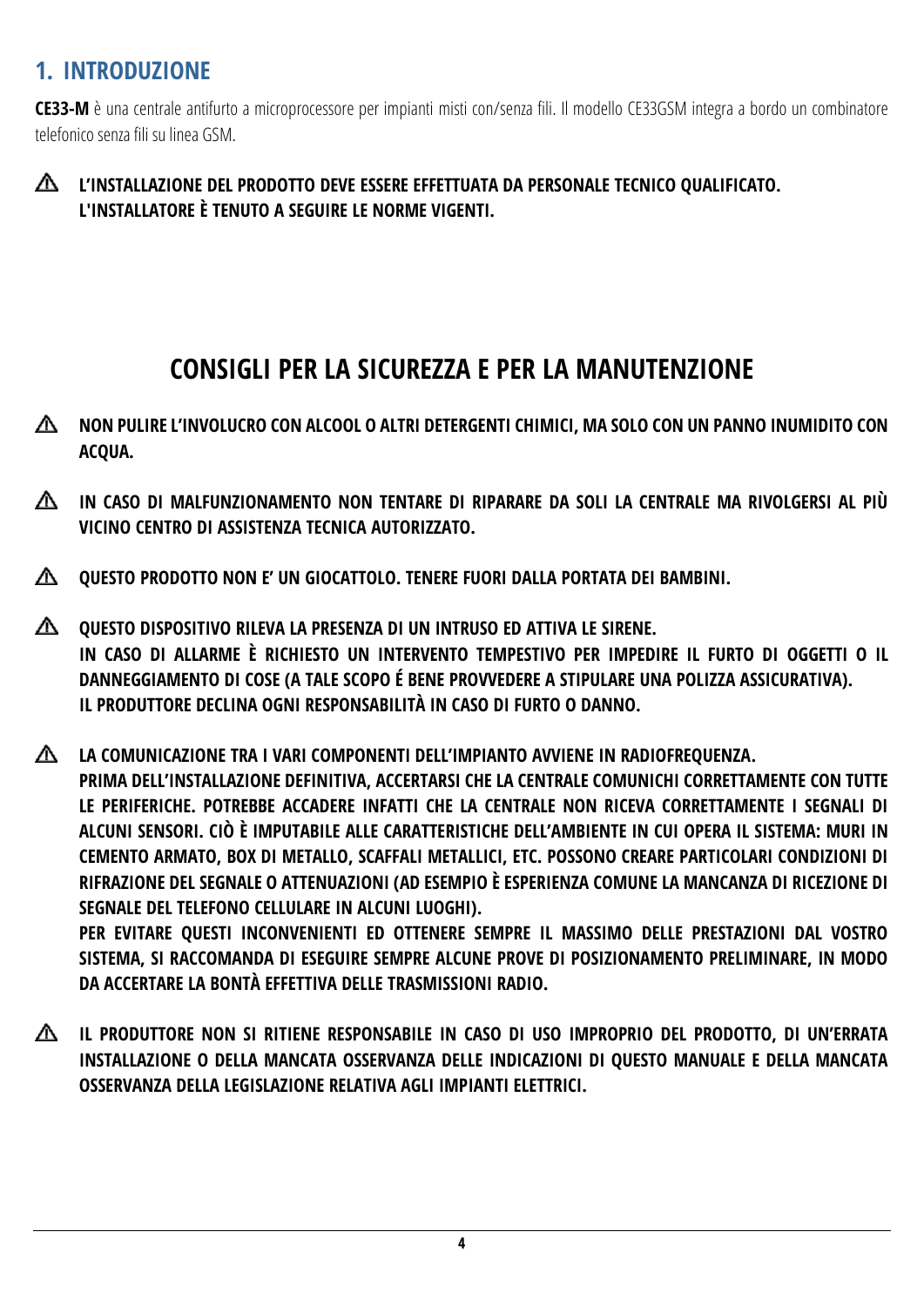# 1. INTRODUZIONE

**CE33-M** è una centrale antifurto a microprocessore per impianti misti con/senza fili. Il modello CE33GSM integra a bordo un combinatore telefonico senza fili su linea GSM.

⚠ **L'INSTALLAZIONE DEL PRODOTTO DEVE ESSERE EFFETTUATA DA PERSONALE TECNICO QUALIFICATO. L'INSTALLATORE È TENUTO A SEGUIRE LE NORME VIGENTI.**

## CONSIGLI PER LA SICUREZZA E PER LA MANUTENZIONE

⚠ **NON PULIRE L'INVOLUCRO CON ALCOOL O ALTRI DETERGENTI CHIMICI, MA SOLO CON UN PANNO INUMIDITO CON ACQUA.**

⚠ **IN CASO DI MALFUNZIONAMENTO NON TENTARE DI RIPARARE DA SOLI LA CENTRALE MA RIVOLGERSI AL PIÙ VICINO CENTRO DI ASSISTENZA TECNICA AUTORIZZATO.**

⚠ **QUESTO PRODOTTO NON E' UN GIOCATTOLO. TENERE FUORI DALLA PORTATA DEI BAMBINI.**

⚠ **QUESTO DISPOSITIVO RILEVA LA PRESENZA DI UN INTRUSO ED ATTIVA LE SIRENE.**
**IN CASO DI ALLARME È RICHIESTO UN INTERVENTO TEMPESTIVO PER IMPEDIRE IL FURTO DI OGGETTI O IL DANNEGGIAMENTO DI COSE (A TALE SCOPO É BENE PROVVEDERE A STIPULARE UNA POLIZZA ASSICURATIVA).**
**IL PRODUTTORE DECLINA OGNI RESPONSABILITÀ IN CASO DI FURTO O DANNO.**

⚠ **LA COMUNICAZIONE TRA I VARI COMPONENTI DELL'IMPIANTO AVVIENE IN RADIOFREQUENZA.**
**PRIMA DELL'INSTALLAZIONE DEFINITIVA, ACCERTARSI CHE LA CENTRALE COMUNICHI CORRETTAMENTE CON TUTTE LE PERIFERICHE. POTREBBE ACCADERE INFATTI CHE LA CENTRALE NON RICEVA CORRETTAMENTE I SEGNALI DI ALCUNI SENSORI. CIÒ È IMPUTABILE ALLE CARATTERISTICHE DELL'AMBIENTE IN CUI OPERA IL SISTEMA: MURI IN CEMENTO ARMATO, BOX DI METALLO, SCAFFALI METALLICI, ETC. POSSONO CREARE PARTICOLARI CONDIZIONI DI RIFRAZIONE DEL SEGNALE O ATTENUAZIONI (AD ESEMPIO È ESPERIENZA COMUNE LA MANCANZA DI RICEZIONE DI SEGNALE DEL TELEFONO CELLULARE IN ALCUNI LUOGHI).**
**PER EVITARE QUESTI INCONVENIENTI ED OTTENERE SEMPRE IL MASSIMO DELLE PRESTAZIONI DAL VOSTRO SISTEMA, SI RACCOMANDA DI ESEGUIRE SEMPRE ALCUNE PROVE DI POSIZIONAMENTO PRELIMINARE, IN MODO DA ACCERTARE LA BONTÀ EFFETTIVA DELLE TRASMISSIONI RADIO.**

⚠ **IL PRODUTTORE NON SI RITIENE RESPONSABILE IN CASO DI USO IMPROPRIO DEL PRODOTTO, DI UN'ERRATA INSTALLAZIONE O DELLA MANCATA OSSERVANZA DELLE INDICAZIONI DI QUESTO MANUALE E DELLA MANCATA OSSERVANZA DELLA LEGISLAZIONE RELATIVA AGLI IMPIANTI ELETTRICI.**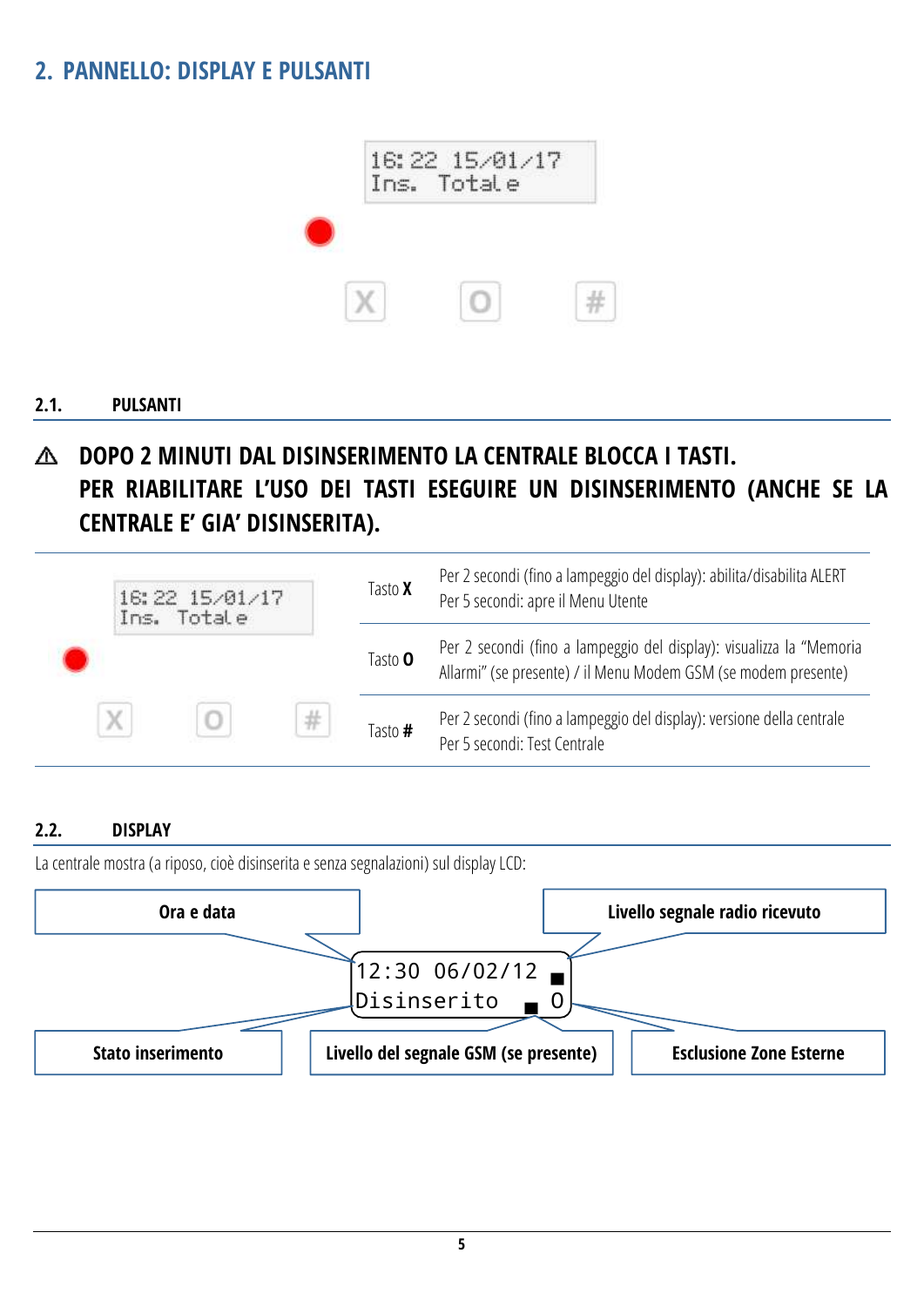## 2. PANNELLO: DISPLAY E PULSANTI

```
16:22 15/01/17
Ins. Totale
```

X O #

### 2.1. PULSANTI

⚠ **DOPO 2 MINUTI DAL DISINSERIMENTO LA CENTRALE BLOCCA I TASTI. PER RIABILITARE L'USO DEI TASTI ESEGUIRE UN DISINSERIMENTO (ANCHE SE LA CENTRALE E' GIA' DISINSERITA).**

| Tasto | Funzione |
|---|---|
| Tasto **X** | Per 2 secondi (fino a lampeggio del display): abilita/disabilita ALERT<br>Per 5 secondi: apre il Menu Utente |
| Tasto **O** | Per 2 secondi (fino a lampeggio del display): visualizza la "Memoria Allarmi" (se presente) / il Menu Modem GSM (se modem presente) |
| Tasto **#** | Per 2 secondi (fino a lampeggio del display): versione della centrale<br>Per 5 secondi: Test Centrale |

### 2.2. DISPLAY

La centrale mostra (a riposo, cioè disinserita e senza segnalazioni) sul display LCD:

```
12:30 06/02/12 ■
Disinserito  ■ O
```

- **Ora e data**
- **Livello segnale radio ricevuto**
- **Stato inserimento**
- **Livello del segnale GSM (se presente)**
- **Esclusione Zone Esterne**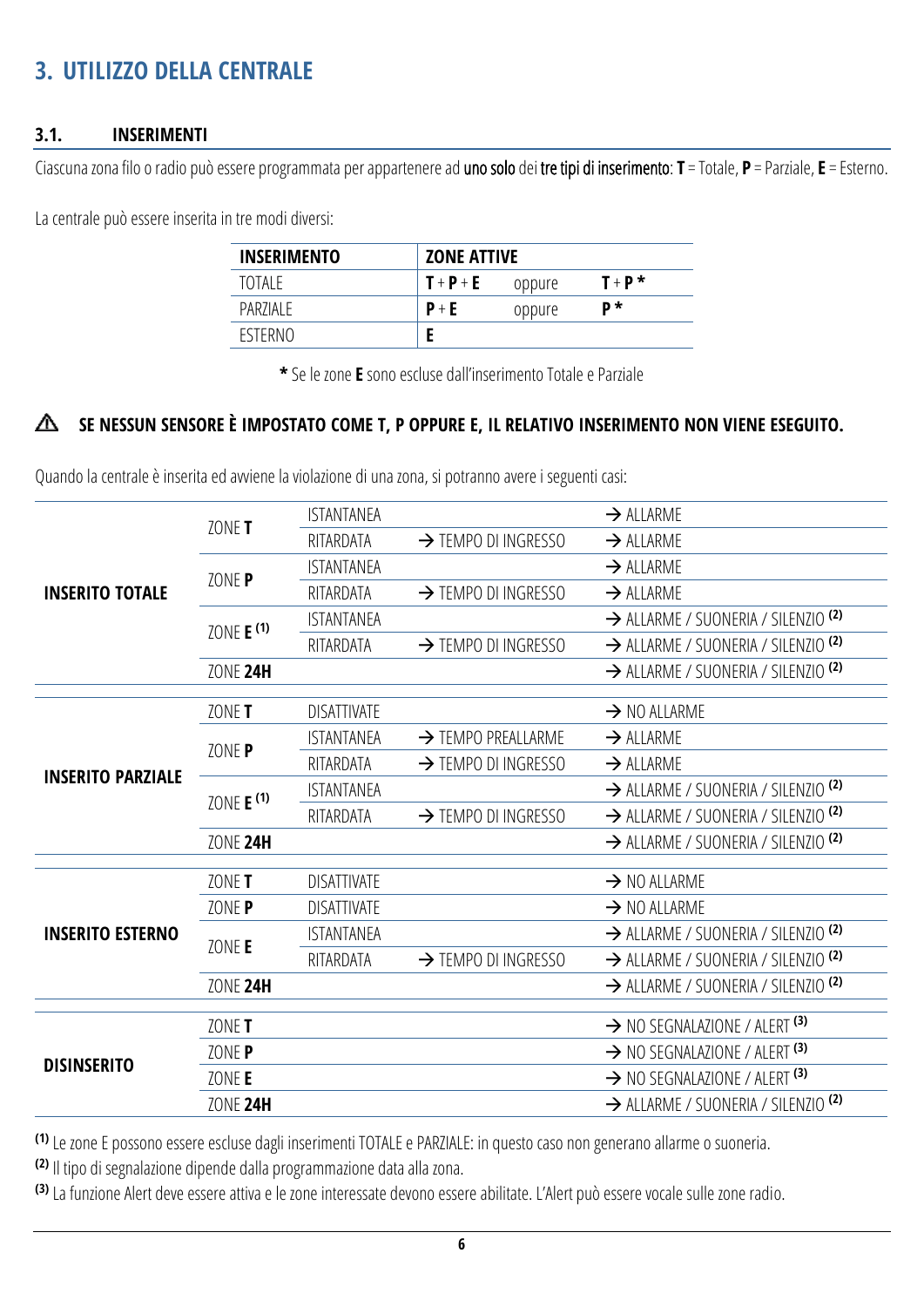# 3. UTILIZZO DELLA CENTRALE

## 3.1. INSERIMENTI

Ciascuna zona filo o radio può essere programmata per appartenere ad **uno solo** dei **tre tipi di inserimento**: **T** = Totale, **P** = Parziale, **E** = Esterno.

La centrale può essere inserita in tre modi diversi:

| INSERIMENTO | ZONE ATTIVE | | |
|---|---|---|---|
| TOTALE | **T** + **P** + **E** | oppure | **T** + **P** * |
| PARZIALE | **P** + **E** | oppure | **P** * |
| ESTERNO | **E** | | |

**\*** Se le zone **E** sono escluse dall'inserimento Totale e Parziale

⚠ **SE NESSUN SENSORE È IMPOSTATO COME T, P OPPURE E, IL RELATIVO INSERIMENTO NON VIENE ESEGUITO.**

Quando la centrale è inserita ed avviene la violazione di una zona, si potranno avere i seguenti casi:

| | | | | |
|---|---|---|---|---|
| **INSERITO TOTALE** | ZONE **T** | ISTANTANEA | | → ALLARME |
| | | RITARDATA | → TEMPO DI INGRESSO | → ALLARME |
| | ZONE **P** | ISTANTANEA | | → ALLARME |
| | | RITARDATA | → TEMPO DI INGRESSO | → ALLARME |
| | ZONE **E** (1) | ISTANTANEA | | → ALLARME / SUONERIA / SILENZIO (2) |
| | | RITARDATA | → TEMPO DI INGRESSO | → ALLARME / SUONERIA / SILENZIO (2) |
| | ZONE **24H** | | | → ALLARME / SUONERIA / SILENZIO (2) |
| **INSERITO PARZIALE** | ZONE **T** | DISATTIVATE | | → NO ALLARME |
| | ZONE **P** | ISTANTANEA | → TEMPO PREALLARME | → ALLARME |
| | | RITARDATA | → TEMPO DI INGRESSO | → ALLARME |
| | ZONE **E** (1) | ISTANTANEA | | → ALLARME / SUONERIA / SILENZIO (2) |
| | | RITARDATA | → TEMPO DI INGRESSO | → ALLARME / SUONERIA / SILENZIO (2) |
| | ZONE **24H** | | | → ALLARME / SUONERIA / SILENZIO (2) |
| **INSERITO ESTERNO** | ZONE **T** | DISATTIVATE | | → NO ALLARME |
| | ZONE **P** | DISATTIVATE | | → NO ALLARME |
| | ZONE **E** | ISTANTANEA | | → ALLARME / SUONERIA / SILENZIO (2) |
| | | RITARDATA | → TEMPO DI INGRESSO | → ALLARME / SUONERIA / SILENZIO (2) |
| | ZONE **24H** | | | → ALLARME / SUONERIA / SILENZIO (2) |
| **DISINSERITO** | ZONE **T** | | | → NO SEGNALAZIONE / ALERT (3) |
| | ZONE **P** | | | → NO SEGNALAZIONE / ALERT (3) |
| | ZONE **E** | | | → NO SEGNALAZIONE / ALERT (3) |
| | ZONE **24H** | | | → ALLARME / SUONERIA / SILENZIO (2) |

(1) Le zone E possono essere escluse dagli inserimenti TOTALE e PARZIALE: in questo caso non generano allarme o suoneria.

(2) Il tipo di segnalazione dipende dalla programmazione data alla zona.

(3) La funzione Alert deve essere attiva e le zone interessate devono essere abilitate. L'Alert può essere vocale sulle zone radio.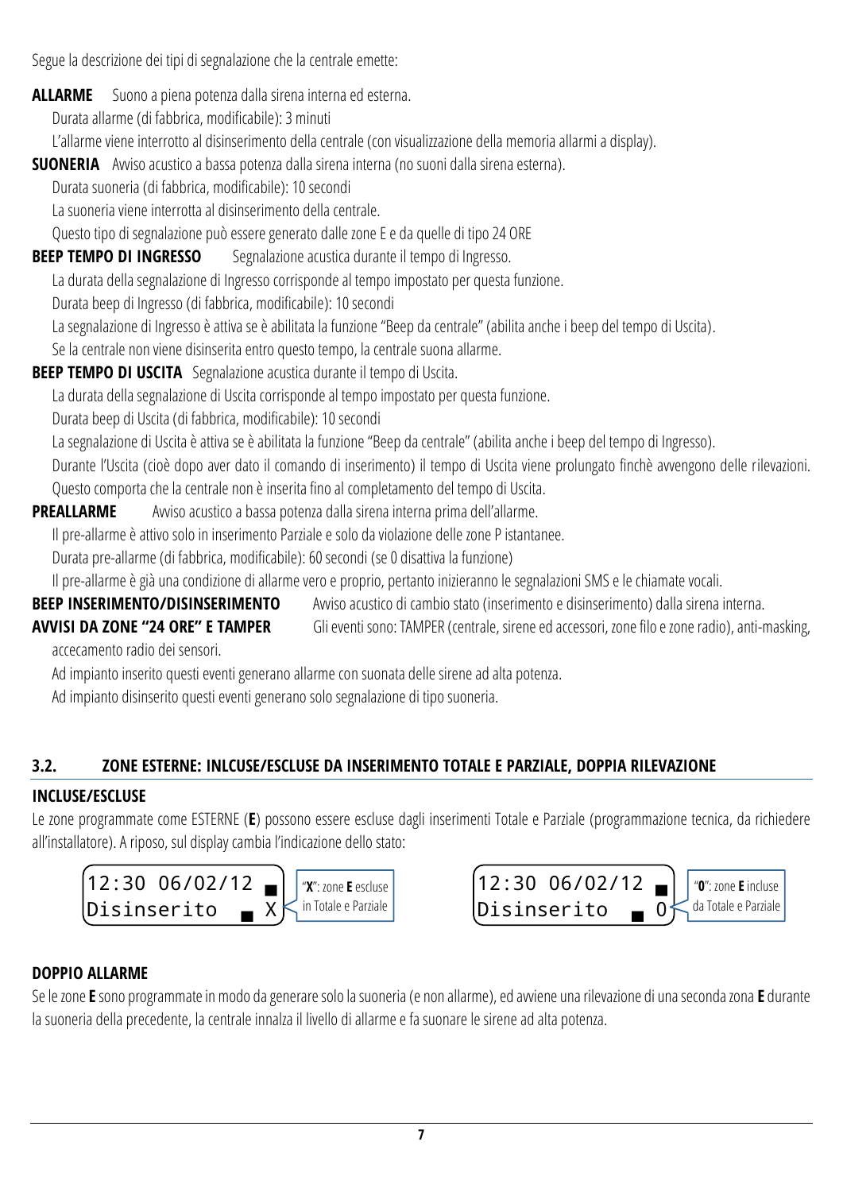Segue la descrizione dei tipi di segnalazione che la centrale emette:

**ALLARME** Suono a piena potenza dalla sirena interna ed esterna.

Durata allarme (di fabbrica, modificabile): 3 minuti

L'allarme viene interrotto al disinserimento della centrale (con visualizzazione della memoria allarmi a display).

**SUONERIA** Avviso acustico a bassa potenza dalla sirena interna (no suoni dalla sirena esterna).

Durata suoneria (di fabbrica, modificabile): 10 secondi

La suoneria viene interrotta al disinserimento della centrale.

Questo tipo di segnalazione può essere generato dalle zone E e da quelle di tipo 24 ORE

**BEEP TEMPO DI INGRESSO** Segnalazione acustica durante il tempo di Ingresso.

La durata della segnalazione di Ingresso corrisponde al tempo impostato per questa funzione.

Durata beep di Ingresso (di fabbrica, modificabile): 10 secondi

La segnalazione di Ingresso è attiva se è abilitata la funzione "Beep da centrale" (abilita anche i beep del tempo di Uscita).

Se la centrale non viene disinserita entro questo tempo, la centrale suona allarme.

**BEEP TEMPO DI USCITA** Segnalazione acustica durante il tempo di Uscita.

La durata della segnalazione di Uscita corrisponde al tempo impostato per questa funzione.

Durata beep di Uscita (di fabbrica, modificabile): 10 secondi

La segnalazione di Uscita è attiva se è abilitata la funzione "Beep da centrale" (abilita anche i beep del tempo di Ingresso).

Durante l'Uscita (cioè dopo aver dato il comando di inserimento) il tempo di Uscita viene prolungato finchè avvengono delle rilevazioni. Questo comporta che la centrale non è inserita fino al completamento del tempo di Uscita.

**PREALLARME** Avviso acustico a bassa potenza dalla sirena interna prima dell'allarme.

Il pre-allarme è attivo solo in inserimento Parziale e solo da violazione delle zone P istantanee.

Durata pre-allarme (di fabbrica, modificabile): 60 secondi (se 0 disattiva la funzione)

Il pre-allarme è già una condizione di allarme vero e proprio, pertanto inizieranno le segnalazioni SMS e le chiamate vocali.

**BEEP INSERIMENTO/DISINSERIMENTO** Avviso acustico di cambio stato (inserimento e disinserimento) dalla sirena interna.

**AVVISI DA ZONE "24 ORE" E TAMPER** Gli eventi sono: TAMPER (centrale, sirene ed accessori, zone filo e zone radio), anti-masking, accecamento radio dei sensori.

Ad impianto inserito questi eventi generano allarme con suonata delle sirene ad alta potenza.

Ad impianto disinserito questi eventi generano solo segnalazione di tipo suoneria.

## 3.2. ZONE ESTERNE: INLCUSE/ESCLUSE DA INSERIMENTO TOTALE E PARZIALE, DOPPIA RILEVAZIONE

### INCLUSE/ESCLUSE

Le zone programmate come ESTERNE (**E**) possono essere escluse dagli inserimenti Totale e Parziale (programmazione tecnica, da richiedere all'installatore). A riposo, sul display cambia l'indicazione dello stato:

```
12:30 06/02/12 ▄
Disinserito  ▄ X
```
"**X**": zone **E** escluse in Totale e Parziale

```
12:30 06/02/12 ▄
Disinserito  ▄ 0
```
"**0**": zone **E** incluse da Totale e Parziale

### DOPPIO ALLARME

Se le zone **E** sono programmate in modo da generare solo la suoneria (e non allarme), ed avviene una rilevazione di una seconda zona **E** durante la suoneria della precedente, la centrale innalza il livello di allarme e fa suonare le sirene ad alta potenza.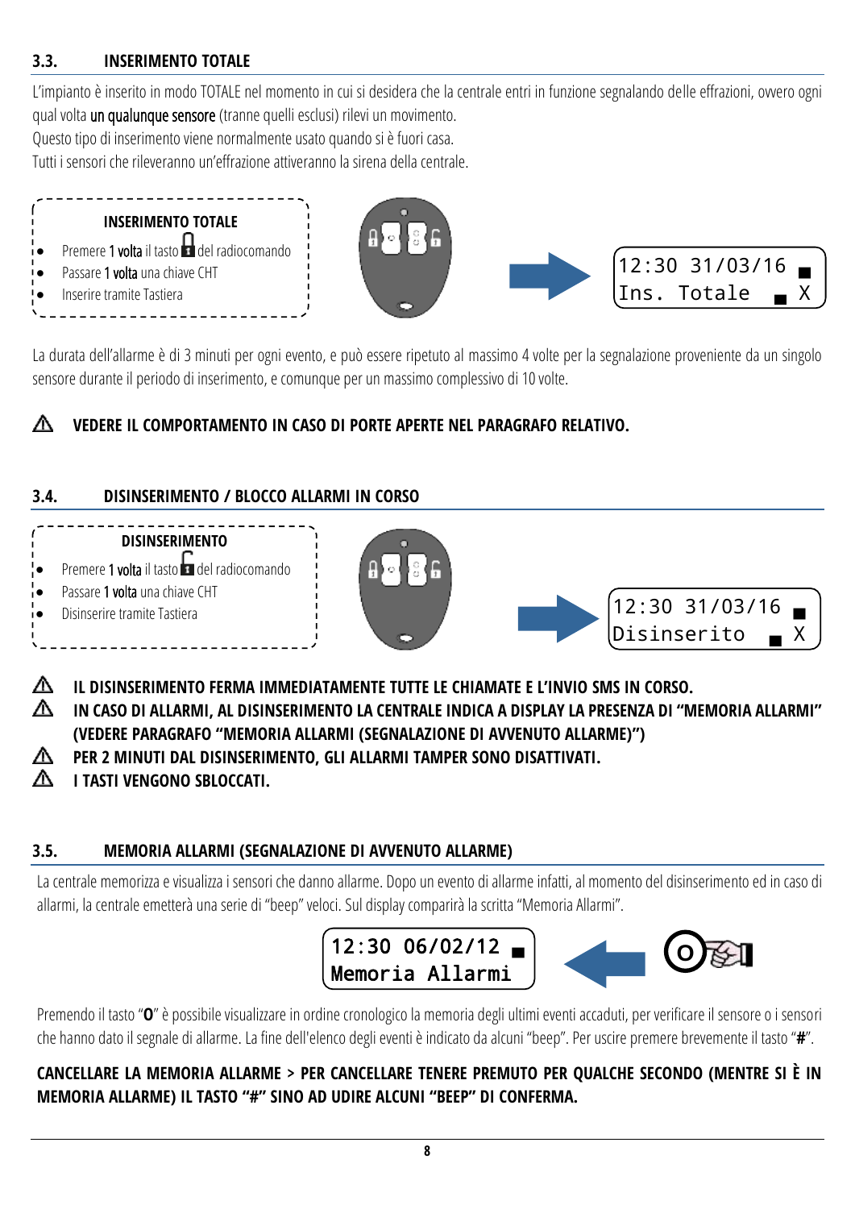### 3.3. INSERIMENTO TOTALE

L'impianto è inserito in modo TOTALE nel momento in cui si desidera che la centrale entri in funzione segnalando delle effrazioni, ovvero ogni qual volta **un qualunque sensore** (tranne quelli esclusi) rilevi un movimento.
Questo tipo di inserimento viene normalmente usato quando si è fuori casa.
Tutti i sensori che rileveranno un'effrazione attiveranno la sirena della centrale.

**INSERIMENTO TOTALE**

- Premere **1 volta** il tasto del radiocomando
- Passare **1 volta** una chiave CHT
- Inserire tramite Tastiera

```
12:30 31/03/16 ■
Ins. Totale  ▄ X
```

La durata dell'allarme è di 3 minuti per ogni evento, e può essere ripetuto al massimo 4 volte per la segnalazione proveniente da un singolo sensore durante il periodo di inserimento, e comunque per un massimo complessivo di 10 volte.

⚠ **VEDERE IL COMPORTAMENTO IN CASO DI PORTE APERTE NEL PARAGRAFO RELATIVO.**

### 3.4. DISINSERIMENTO / BLOCCO ALLARMI IN CORSO

**DISINSERIMENTO**

- Premere **1 volta** il tasto del radiocomando
- Passare **1 volta** una chiave CHT
- Disinserire tramite Tastiera

```
12:30 31/03/16 ■
Disinserito  ▄ X
```

⚠ **IL DISINSERIMENTO FERMA IMMEDIATAMENTE TUTTE LE CHIAMATE E L'INVIO SMS IN CORSO.**
⚠ **IN CASO DI ALLARMI, AL DISINSERIMENTO LA CENTRALE INDICA A DISPLAY LA PRESENZA DI "MEMORIA ALLARMI" (VEDERE PARAGRAFO "MEMORIA ALLARMI (SEGNALAZIONE DI AVVENUTO ALLARME)")**
⚠ **PER 2 MINUTI DAL DISINSERIMENTO, GLI ALLARMI TAMPER SONO DISATTIVATI.**
⚠ **I TASTI VENGONO SBLOCCATI.**

### 3.5. MEMORIA ALLARMI (SEGNALAZIONE DI AVVENUTO ALLARME)

La centrale memorizza e visualizza i sensori che danno allarme. Dopo un evento di allarme infatti, al momento del disinserimento ed in caso di allarmi, la centrale emetterà una serie di "beep" veloci. Sul display comparirà la scritta "Memoria Allarmi".

```
12:30 06/02/12 ■
Memoria Allarmi
```

Premendo il tasto "**O**" è possibile visualizzare in ordine cronologico la memoria degli ultimi eventi accaduti, per verificare il sensore o i sensori che hanno dato il segnale di allarme. La fine dell'elenco degli eventi è indicato da alcuni "beep". Per uscire premere brevemente il tasto "**#**".

**CANCELLARE LA MEMORIA ALLARME > PER CANCELLARE TENERE PREMUTO PER QUALCHE SECONDO (MENTRE SI È IN MEMORIA ALLARME) IL TASTO "#" SINO AD UDIRE ALCUNI "BEEP" DI CONFERMA.**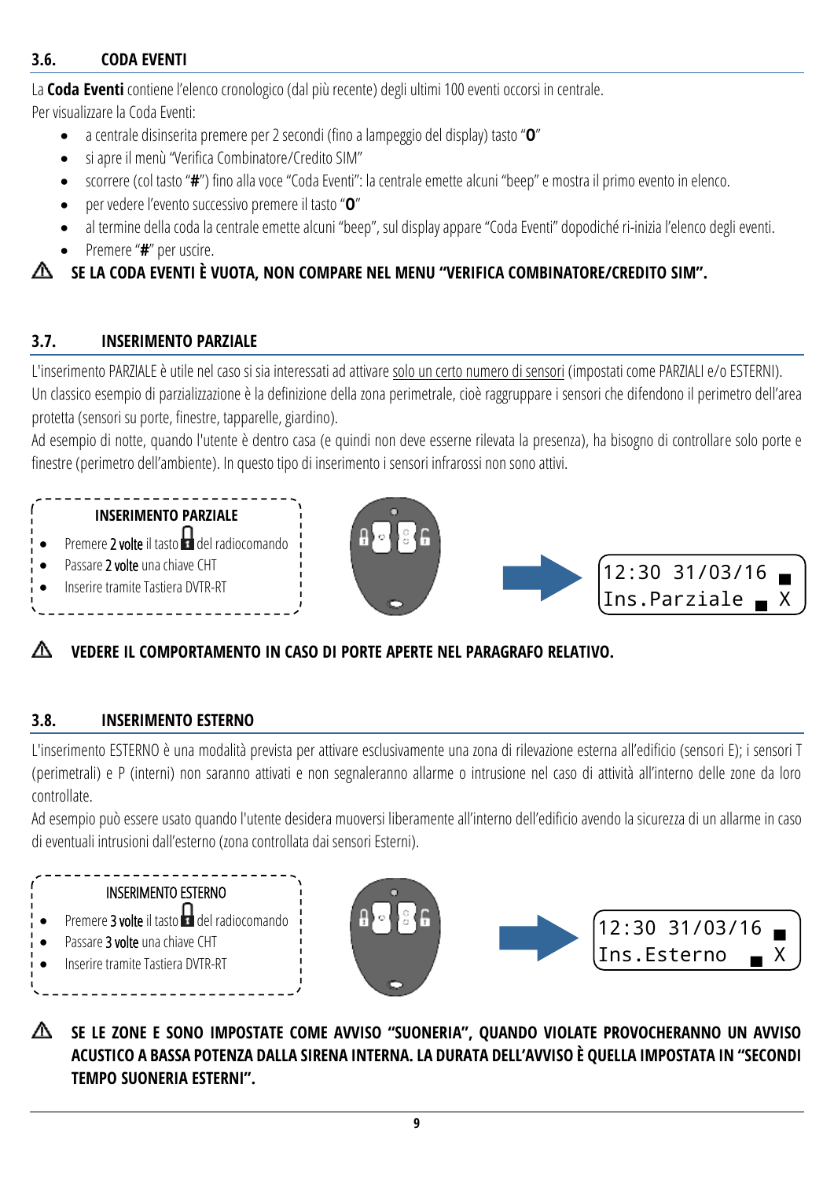## 3.6. CODA EVENTI

La **Coda Eventi** contiene l'elenco cronologico (dal più recente) degli ultimi 100 eventi occorsi in centrale.
Per visualizzare la Coda Eventi:

- a centrale disinserita premere per 2 secondi (fino a lampeggio del display) tasto "**O**"
- si apre il menù "Verifica Combinatore/Credito SIM"
- scorrere (col tasto "**#**") fino alla voce "Coda Eventi": la centrale emette alcuni "beep" e mostra il primo evento in elenco.
- per vedere l'evento successivo premere il tasto "**O**"
- al termine della coda la centrale emette alcuni "beep", sul display appare "Coda Eventi" dopodiché ri-inizia l'elenco degli eventi.
- Premere "**#**" per uscire.

⚠ **SE LA CODA EVENTI È VUOTA, NON COMPARE NEL MENU "VERIFICA COMBINATORE/CREDITO SIM".**

## 3.7. INSERIMENTO PARZIALE

L'inserimento PARZIALE è utile nel caso si sia interessati ad attivare solo un certo numero di sensori (impostati come PARZIALI e/o ESTERNI).
Un classico esempio di parzializzazione è la definizione della zona perimetrale, cioè raggruppare i sensori che difendono il perimetro dell'area protetta (sensori su porte, finestre, tapparelle, giardino).
Ad esempio di notte, quando l'utente è dentro casa (e quindi non deve esserne rilevata la presenza), ha bisogno di controllare solo porte e finestre (perimetro dell'ambiente). In questo tipo di inserimento i sensori infrarossi non sono attivi.

**INSERIMENTO PARZIALE**

- Premere 2 volte il tasto 🔒 del radiocomando
- Passare 2 volte una chiave CHT
- Inserire tramite Tastiera DVTR-RT

```
12:30 31/03/16 ■
Ins.Parziale ■ X
```

⚠ **VEDERE IL COMPORTAMENTO IN CASO DI PORTE APERTE NEL PARAGRAFO RELATIVO.**

## 3.8. INSERIMENTO ESTERNO

L'inserimento ESTERNO è una modalità prevista per attivare esclusivamente una zona di rilevazione esterna all'edificio (sensori E); i sensori T (perimetrali) e P (interni) non saranno attivati e non segnaleranno allarme o intrusione nel caso di attività all'interno delle zone da loro controllate.
Ad esempio può essere usato quando l'utente desidera muoversi liberamente all'interno dell'edificio avendo la sicurezza di un allarme in caso di eventuali intrusioni dall'esterno (zona controllata dai sensori Esterni).

**INSERIMENTO ESTERNO**

- Premere 3 volte il tasto 🔒 del radiocomando
- Passare 3 volte una chiave CHT
- Inserire tramite Tastiera DVTR-RT

```
12:30 31/03/16 ■
Ins.Esterno ■ X
```

⚠ **SE LE ZONE E SONO IMPOSTATE COME AVVISO "SUONERIA", QUANDO VIOLATE PROVOCHERANNO UN AVVISO ACUSTICO A BASSA POTENZA DALLA SIRENA INTERNA. LA DURATA DELL'AVVISO È QUELLA IMPOSTATA IN "SECONDI TEMPO SUONERIA ESTERNI".**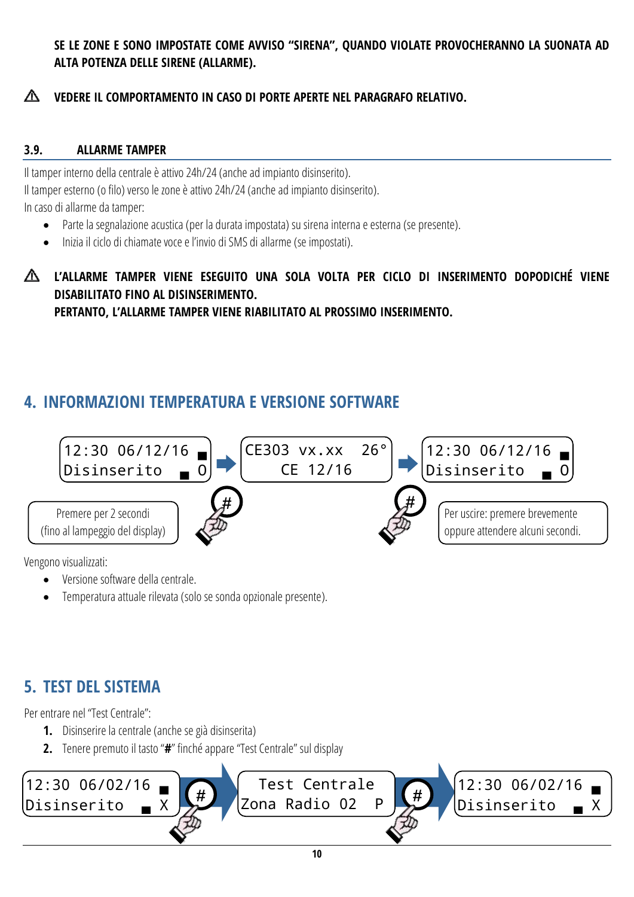**SE LE ZONE E SONO IMPOSTATE COME AVVISO "SIRENA", QUANDO VIOLATE PROVOCHERANNO LA SUONATA AD ALTA POTENZA DELLE SIRENE (ALLARME).**

⚠ **VEDERE IL COMPORTAMENTO IN CASO DI PORTE APERTE NEL PARAGRAFO RELATIVO.**

### 3.9. ALLARME TAMPER

Il tamper interno della centrale è attivo 24h/24 (anche ad impianto disinserito).
Il tamper esterno (o filo) verso le zone è attivo 24h/24 (anche ad impianto disinserito).
In caso di allarme da tamper:

- Parte la segnalazione acustica (per la durata impostata) su sirena interna e esterna (se presente).
- Inizia il ciclo di chiamate voce e l'invio di SMS di allarme (se impostati).

⚠ **L'ALLARME TAMPER VIENE ESEGUITO UNA SOLA VOLTA PER CICLO DI INSERIMENTO DOPODICHÉ VIENE DISABILITATO FINO AL DISINSERIMENTO.**
**PERTANTO, L'ALLARME TAMPER VIENE RIABILITATO AL PROSSIMO INSERIMENTO.**

## 4. INFORMAZIONI TEMPERATURA E VERSIONE SOFTWARE

```
12:30 06/12/16 ▪      CE303 vx.xx   26°      12:30 06/12/16 ▪
Disinserito  ▪ O  →      CE 12/16        →   Disinserito  ▪ O
```

Premere per 2 secondi (fino al lampeggio del display) [#]

[#] Per uscire: premere brevemente oppure attendere alcuni secondi.

Vengono visualizzati:

- Versione software della centrale.
- Temperatura attuale rilevata (solo se sonda opzionale presente).

## 5. TEST DEL SISTEMA

Per entrare nel "Test Centrale":

1. Disinserire la centrale (anche se già disinserita)
2. Tenere premuto il tasto "**#**" finché appare "Test Centrale" sul display

```
12:30 06/02/16 ▪        Test Centrale          12:30 06/02/16 ▪
Disinserito  ▪ X  [#]→  Zona Radio 02   P  [#]→ Disinserito  ▪ X
```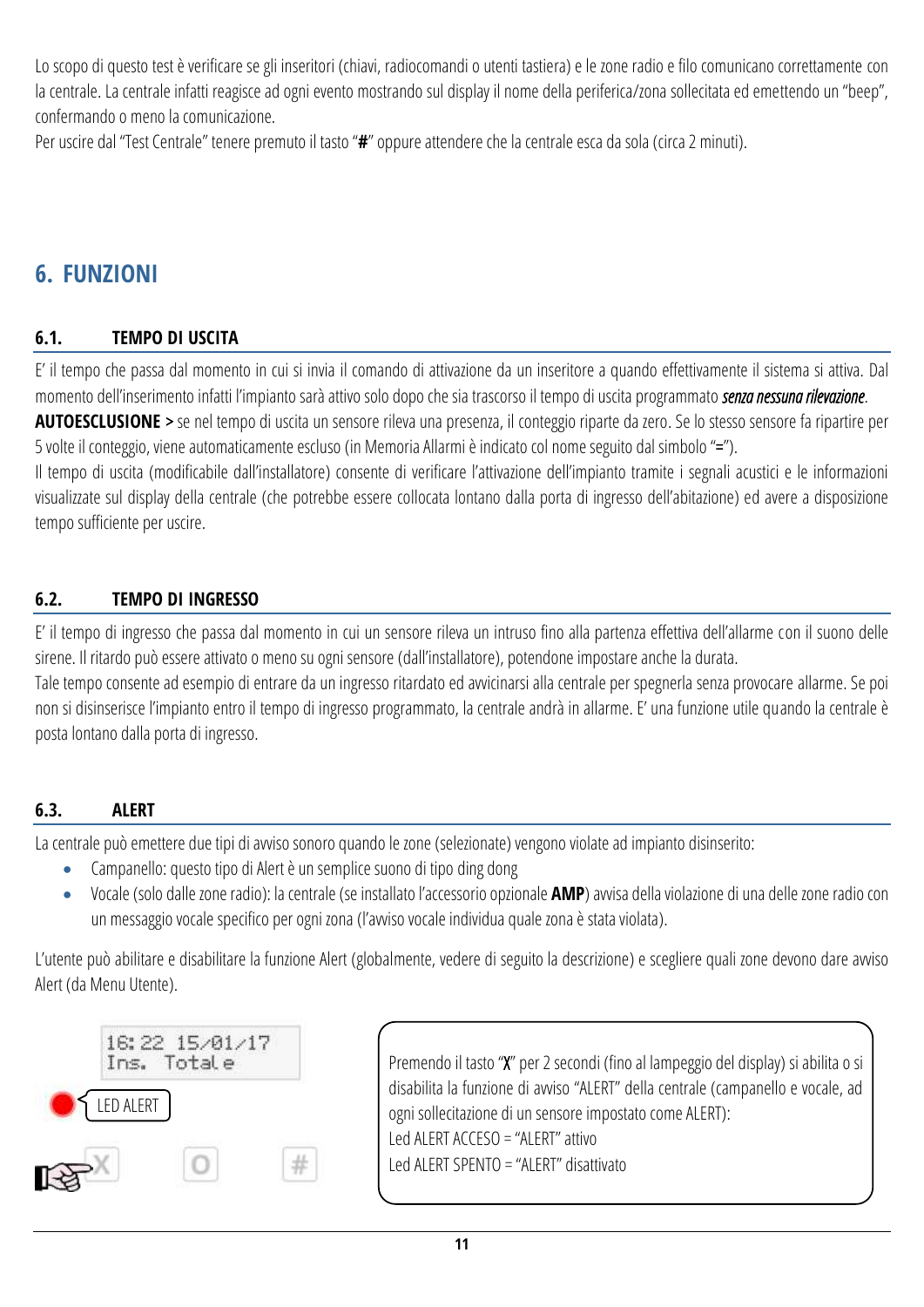Lo scopo di questo test è verificare se gli inseritori (chiavi, radiocomandi o utenti tastiera) e le zone radio e filo comunicano correttamente con la centrale. La centrale infatti reagisce ad ogni evento mostrando sul display il nome della periferica/zona sollecitata ed emettendo un "beep", confermando o meno la comunicazione.
Per uscire dal "Test Centrale" tenere premuto il tasto "**#**" oppure attendere che la centrale esca da sola (circa 2 minuti).

# 6. FUNZIONI

## 6.1. TEMPO DI USCITA

E' il tempo che passa dal momento in cui si invia il comando di attivazione da un inseritore a quando effettivamente il sistema si attiva. Dal momento dell'inserimento infatti l'impianto sarà attivo solo dopo che sia trascorso il tempo di uscita programmato ***senza nessuna rilevazione***.
**AUTOESCLUSIONE >** se nel tempo di uscita un sensore rileva una presenza, il conteggio riparte da zero. Se lo stesso sensore fa ripartire per 5 volte il conteggio, viene automaticamente escluso (in Memoria Allarmi è indicato col nome seguito dal simbolo "=").
Il tempo di uscita (modificabile dall'installatore) consente di verificare l'attivazione dell'impianto tramite i segnali acustici e le informazioni visualizzate sul display della centrale (che potrebbe essere collocata lontano dalla porta di ingresso dell'abitazione) ed avere a disposizione tempo sufficiente per uscire.

## 6.2. TEMPO DI INGRESSO

E' il tempo di ingresso che passa dal momento in cui un sensore rileva un intruso fino alla partenza effettiva dell'allarme con il suono delle sirene. Il ritardo può essere attivato o meno su ogni sensore (dall'installatore), potendone impostare anche la durata.
Tale tempo consente ad esempio di entrare da un ingresso ritardato ed avvicinarsi alla centrale per spegnerla senza provocare allarme. Se poi non si disinserisce l'impianto entro il tempo di ingresso programmato, la centrale andrà in allarme. E' una funzione utile quando la centrale è posta lontano dalla porta di ingresso.

## 6.3. ALERT

La centrale può emettere due tipi di avviso sonoro quando le zone (selezionate) vengono violate ad impianto disinserito:

- Campanello: questo tipo di Alert è un semplice suono di tipo ding dong
- Vocale (solo dalle zone radio): la centrale (se installato l'accessorio opzionale **AMP**) avvisa della violazione di una delle zone radio con un messaggio vocale specifico per ogni zona (l'avviso vocale individua quale zona è stata violata).

L'utente può abilitare e disabilitare la funzione Alert (globalmente, vedere di seguito la descrizione) e scegliere quali zone devono dare avviso Alert (da Menu Utente).

16:22 15/01/17
Ins. Totale

LED ALERT

X O #

Premendo il tasto "**X**" per 2 secondi (fino al lampeggio del display) si abilita o si disabilita la funzione di avviso "ALERT" della centrale (campanello e vocale, ad ogni sollecitazione di un sensore impostato come ALERT):
Led ALERT ACCESO = "ALERT" attivo
Led ALERT SPENTO = "ALERT" disattivato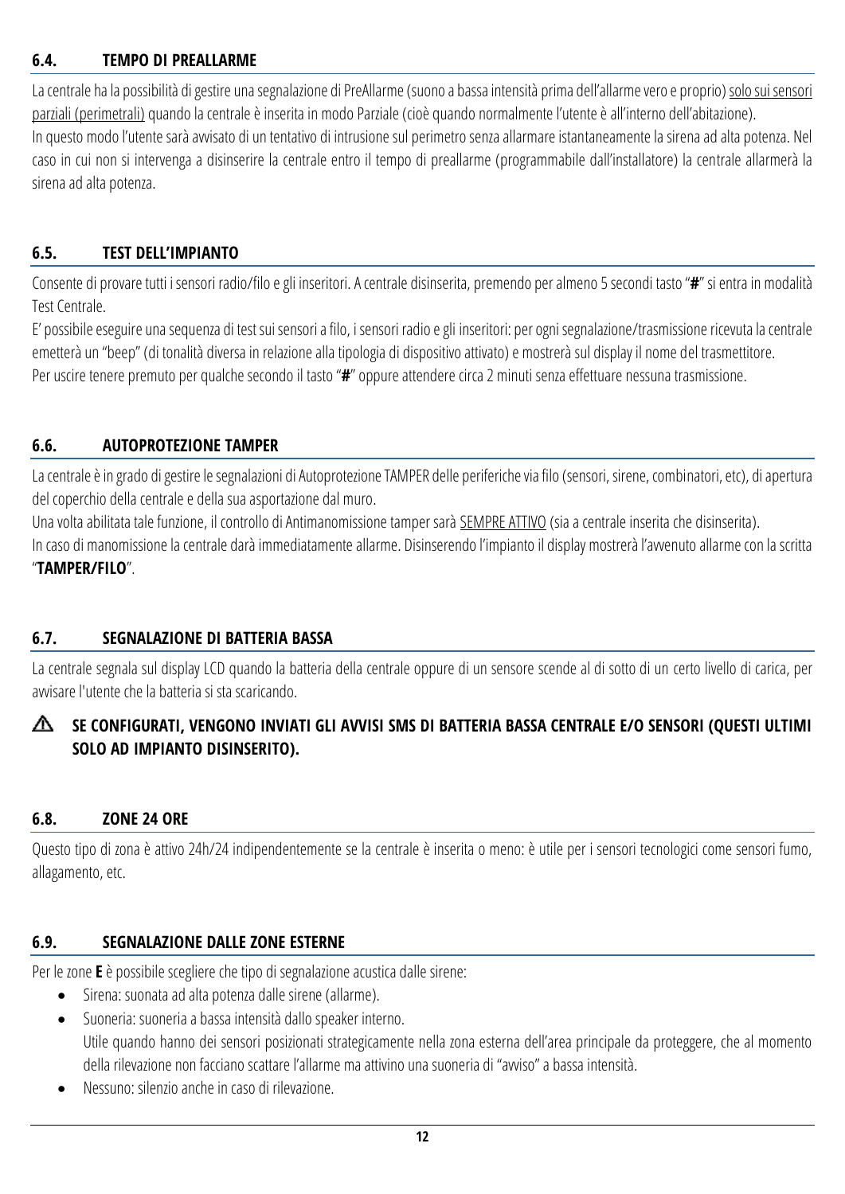## 6.4. TEMPO DI PREALLARME

La centrale ha la possibilità di gestire una segnalazione di PreAllarme (suono a bassa intensità prima dell'allarme vero e proprio) <u>solo sui sensori parziali (perimetrali)</u> quando la centrale è inserita in modo Parziale (cioè quando normalmente l'utente è all'interno dell'abitazione).
In questo modo l'utente sarà avvisato di un tentativo di intrusione sul perimetro senza allarmare istantaneamente la sirena ad alta potenza. Nel caso in cui non si intervenga a disinserire la centrale entro il tempo di preallarme (programmabile dall'installatore) la centrale allarmerà la sirena ad alta potenza.

## 6.5. TEST DELL'IMPIANTO

Consente di provare tutti i sensori radio/filo e gli inseritori. A centrale disinserita, premendo per almeno 5 secondi tasto "**#**" si entra in modalità Test Centrale.
E' possibile eseguire una sequenza di test sui sensori a filo, i sensori radio e gli inseritori: per ogni segnalazione/trasmissione ricevuta la centrale emetterà un "beep" (di tonalità diversa in relazione alla tipologia di dispositivo attivato) e mostrerà sul display il nome del trasmettitore.
Per uscire tenere premuto per qualche secondo il tasto "**#**" oppure attendere circa 2 minuti senza effettuare nessuna trasmissione.

## 6.6. AUTOPROTEZIONE TAMPER

La centrale è in grado di gestire le segnalazioni di Autoprotezione TAMPER delle periferiche via filo (sensori, sirene, combinatori, etc), di apertura del coperchio della centrale e della sua asportazione dal muro.
Una volta abilitata tale funzione, il controllo di Antimanomissione tamper sarà <u>SEMPRE ATTIVO</u> (sia a centrale inserita che disinserita).
In caso di manomissione la centrale darà immediatamente allarme. Disinserendo l'impianto il display mostrerà l'avvenuto allarme con la scritta "**TAMPER/FILO**".

## 6.7. SEGNALAZIONE DI BATTERIA BASSA

La centrale segnala sul display LCD quando la batteria della centrale oppure di un sensore scende al di sotto di un certo livello di carica, per avvisare l'utente che la batteria si sta scaricando.

⚠ **SE CONFIGURATI, VENGONO INVIATI GLI AVVISI SMS DI BATTERIA BASSA CENTRALE E/O SENSORI (QUESTI ULTIMI SOLO AD IMPIANTO DISINSERITO).**

## 6.8. ZONE 24 ORE

Questo tipo di zona è attivo 24h/24 indipendentemente se la centrale è inserita o meno: è utile per i sensori tecnologici come sensori fumo, allagamento, etc.

## 6.9. SEGNALAZIONE DALLE ZONE ESTERNE

Per le zone **E** è possibile scegliere che tipo di segnalazione acustica dalle sirene:

- Sirena: suonata ad alta potenza dalle sirene (allarme).
- Suoneria: suoneria a bassa intensità dallo speaker interno.
  Utile quando hanno dei sensori posizionati strategicamente nella zona esterna dell'area principale da proteggere, che al momento della rilevazione non facciano scattare l'allarme ma attivino una suoneria di "avviso" a bassa intensità.
- Nessuno: silenzio anche in caso di rilevazione.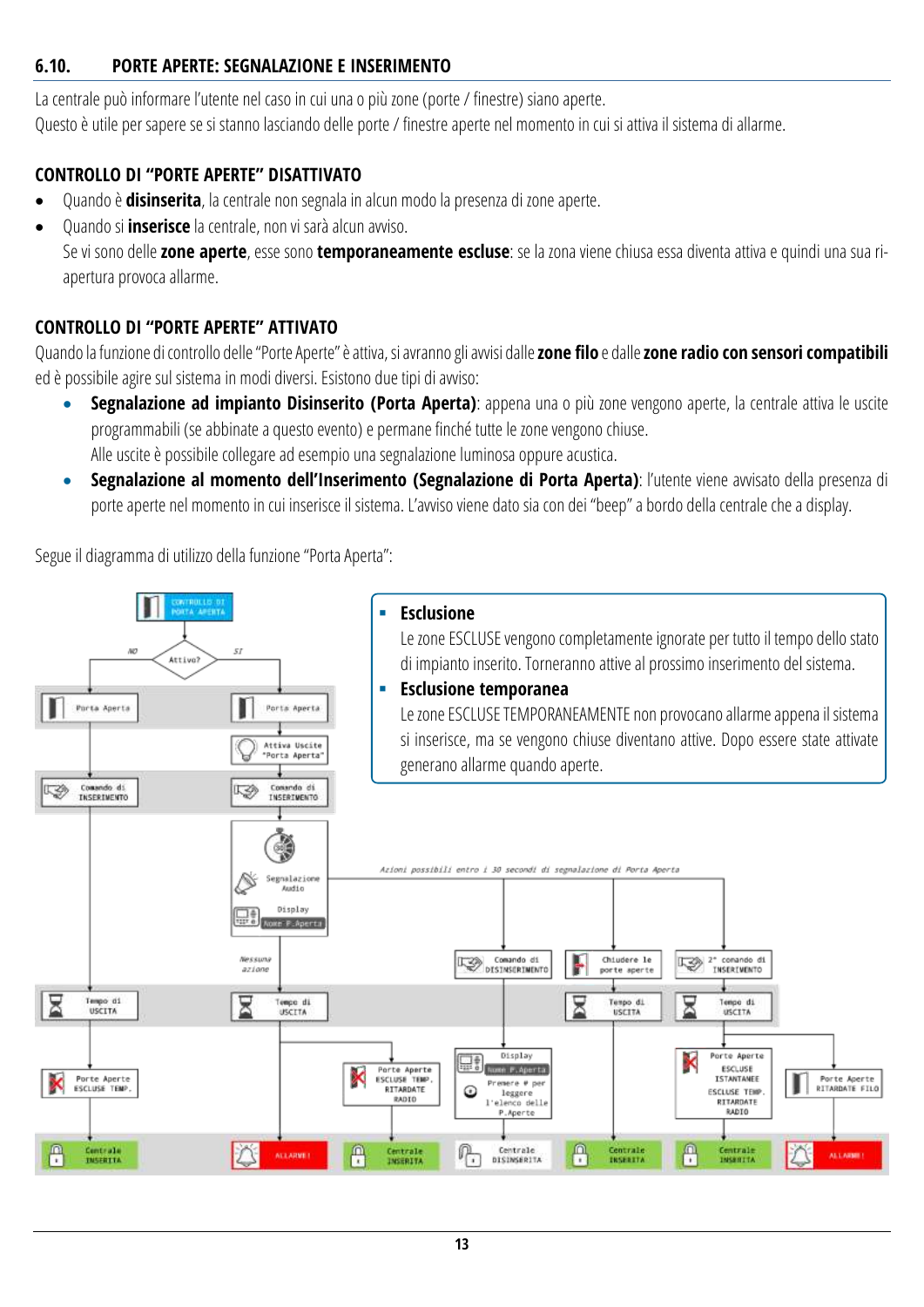## 6.10. PORTE APERTE: SEGNALAZIONE E INSERIMENTO

La centrale può informare l'utente nel caso in cui una o più zone (porte / finestre) siano aperte.
Questo è utile per sapere se si stanno lasciando delle porte / finestre aperte nel momento in cui si attiva il sistema di allarme.

### CONTROLLO DI "PORTE APERTE" DISATTIVATO

- Quando è **disinserita**, la centrale non segnala in alcun modo la presenza di zone aperte.
- Quando si **inserisce** la centrale, non vi sarà alcun avviso.
  Se vi sono delle **zone aperte**, esse sono **temporaneamente escluse**: se la zona viene chiusa essa diventa attiva e quindi una sua ri-apertura provoca allarme.

### CONTROLLO DI "PORTE APERTE" ATTIVATO

Quando la funzione di controllo delle "Porte Aperte" è attiva, si avranno gli avvisi dalle **zone filo** e dalle **zone radio con sensori compatibili** ed è possibile agire sul sistema in modi diversi. Esistono due tipi di avviso:

- **Segnalazione ad impianto Disinserito (Porta Aperta)**: appena una o più zone vengono aperte, la centrale attiva le uscite programmabili (se abbinate a questo evento) e permane finché tutte le zone vengono chiuse.
  Alle uscite è possibile collegare ad esempio una segnalazione luminosa oppure acustica.
- **Segnalazione al momento dell'Inserimento (Segnalazione di Porta Aperta)**: l'utente viene avvisato della presenza di porte aperte nel momento in cui inserisce il sistema. L'avviso viene dato sia con dei "beep" a bordo della centrale che a display.

Segue il diagramma di utilizzo della funzione "Porta Aperta":

- **Esclusione**
  Le zone ESCLUSE vengono completamente ignorate per tutto il tempo dello stato di impianto inserito. Torneranno attive al prossimo inserimento del sistema.
- **Esclusione temporanea**
  Le zone ESCLUSE TEMPORANEAMENTE non provocano allarme appena il sistema si inserisce, ma se vengono chiuse diventano attive. Dopo essere state attivate generano allarme quando aperte.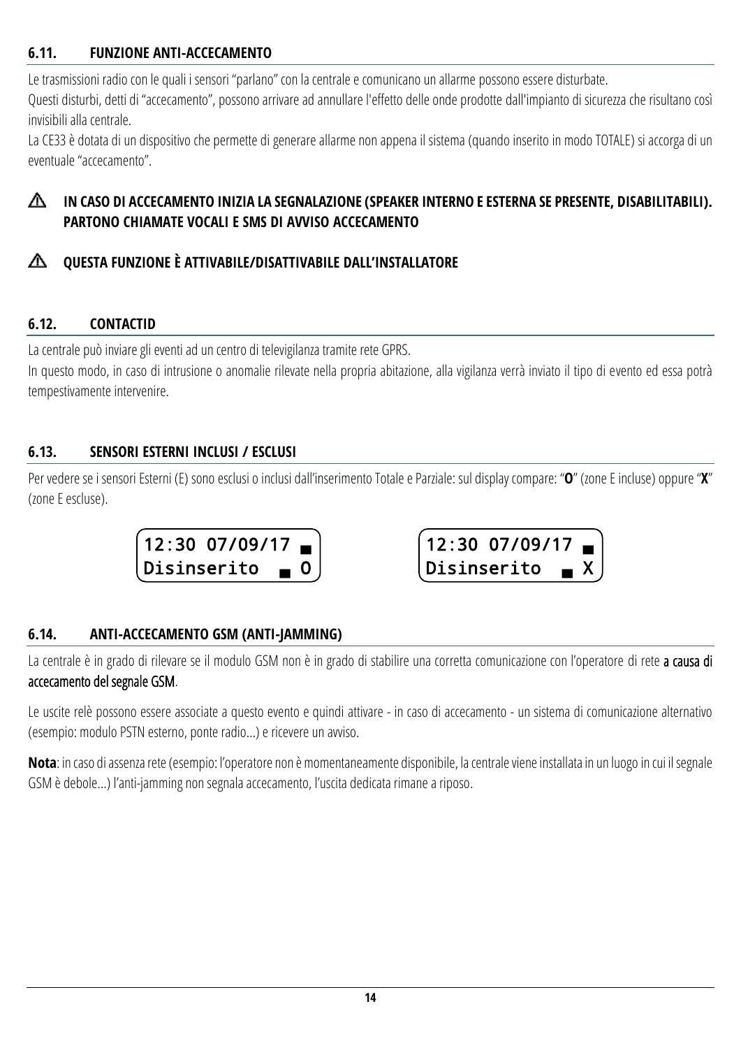## 6.11. FUNZIONE ANTI-ACCECAMENTO

Le trasmissioni radio con le quali i sensori "parlano" con la centrale e comunicano un allarme possono essere disturbate.

Questi disturbi, detti di "accecamento", possono arrivare ad annullare l'effetto delle onde prodotte dall'impianto di sicurezza che risultano così invisibili alla centrale.

La CE33 è dotata di un dispositivo che permette di generare allarme non appena il sistema (quando inserito in modo TOTALE) si accorga di un eventuale "accecamento".

⚠ **IN CASO DI ACCECAMENTO INIZIA LA SEGNALAZIONE (SPEAKER INTERNO E ESTERNA SE PRESENTE, DISABILITABILI). PARTONO CHIAMATE VOCALI E SMS DI AVVISO ACCECAMENTO**

⚠ **QUESTA FUNZIONE È ATTIVABILE/DISATTIVABILE DALL'INSTALLATORE**

## 6.12. CONTACTID

La centrale può inviare gli eventi ad un centro di televigilanza tramite rete GPRS.

In questo modo, in caso di intrusione o anomalie rilevate nella propria abitazione, alla vigilanza verrà inviato il tipo di evento ed essa potrà tempestivamente intervenire.

## 6.13. SENSORI ESTERNI INCLUSI / ESCLUSI

Per vedere se i sensori Esterni (E) sono esclusi o inclusi dall'inserimento Totale e Parziale: sul display compare: "**O**" (zone E incluse) oppure "**X**" (zone E escluse).

```
12:30 07/09/17 ▄
Disinserito  ▄ O
```

```
12:30 07/09/17 ▄
Disinserito  ▄ X
```

## 6.14. ANTI-ACCECAMENTO GSM (ANTI-JAMMING)

La centrale è in grado di rilevare se il modulo GSM non è in grado di stabilire una corretta comunicazione con l'operatore di rete a causa di accecamento del segnale GSM.

Le uscite relè possono essere associate a questo evento e quindi attivare - in caso di accecamento - un sistema di comunicazione alternativo (esempio: modulo PSTN esterno, ponte radio...) e ricevere un avviso.

**Nota**: in caso di assenza rete (esempio: l'operatore non è momentaneamente disponibile, la centrale viene installata in un luogo in cui il segnale GSM è debole...) l'anti-jamming non segnala accecamento, l'uscita dedicata rimane a riposo.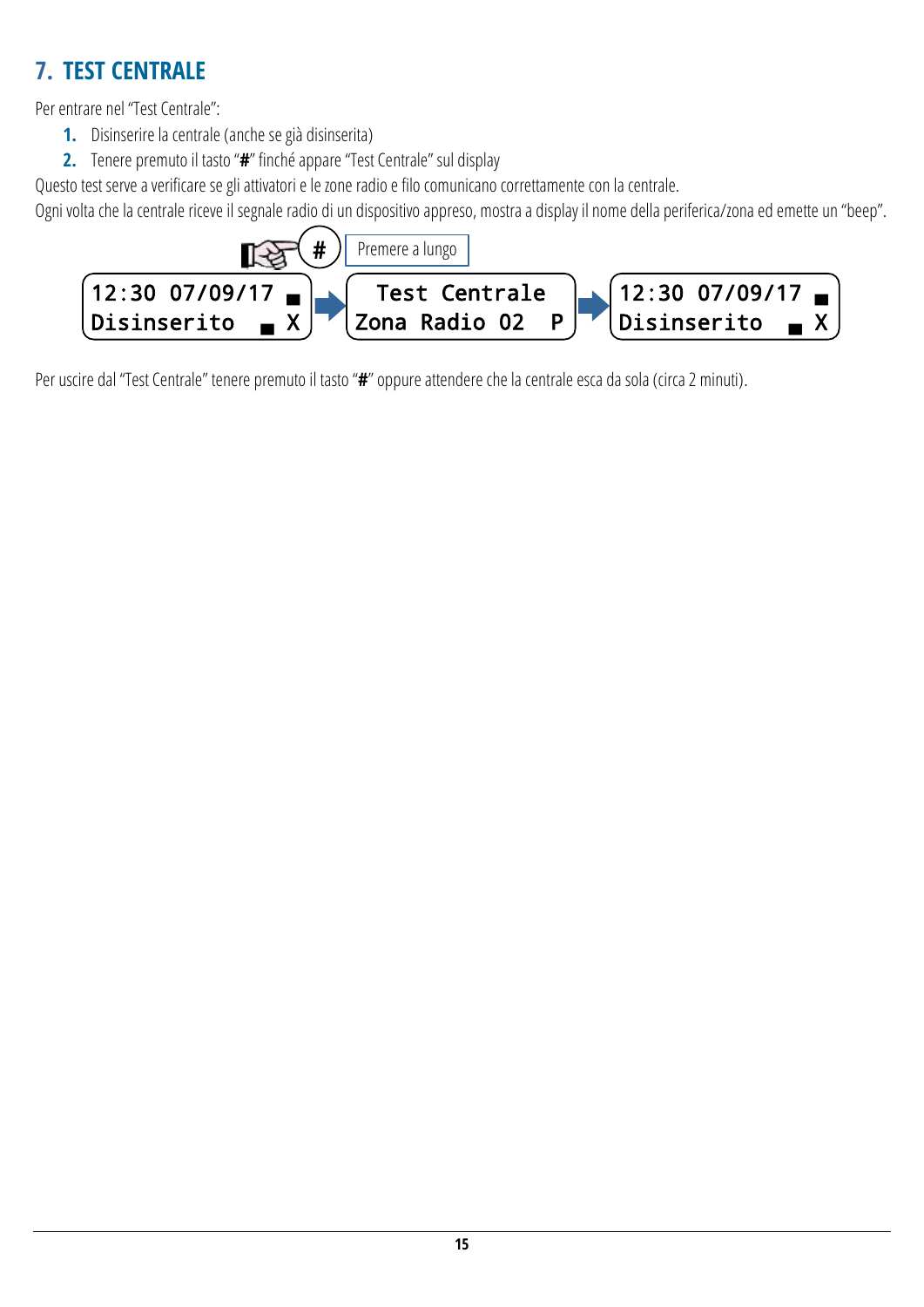# 7. TEST CENTRALE

Per entrare nel "Test Centrale":

1. Disinserire la centrale (anche se già disinserita)
2. Tenere premuto il tasto "**#**" finché appare "Test Centrale" sul display

Questo test serve a verificare se gli attivatori e le zone radio e filo comunicano correttamente con la centrale.

Ogni volta che la centrale riceve il segnale radio di un dispositivo appreso, mostra a display il nome della periferica/zona ed emette un "beep".

#   Premere a lungo

```
12:30 07/09/17 ▄      Test Centrale        12:30 07/09/17 ▄
Disinserito  ▄ X  →   Zona Radio 02  P  →  Disinserito  ▄ X
```

Per uscire dal "Test Centrale" tenere premuto il tasto "**#**" oppure attendere che la centrale esca da sola (circa 2 minuti).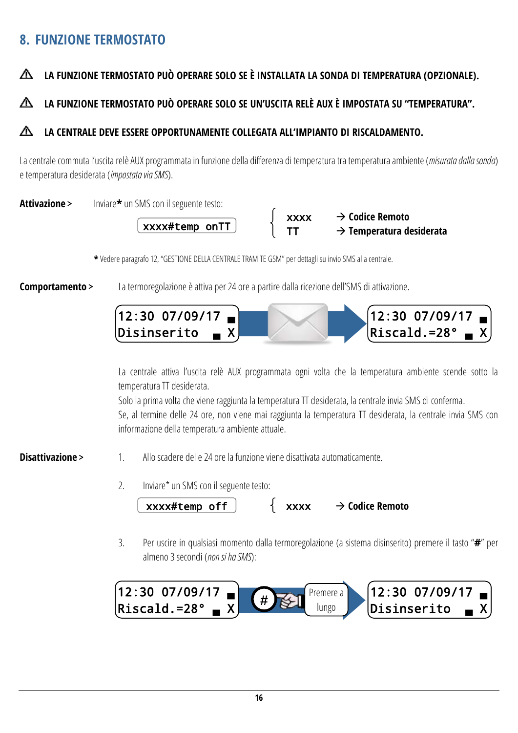## 8. FUNZIONE TERMOSTATO

⚠ **LA FUNZIONE TERMOSTATO PUÒ OPERARE SOLO SE È INSTALLATA LA SONDA DI TEMPERATURA (OPZIONALE).**

⚠ **LA FUNZIONE TERMOSTATO PUÒ OPERARE SOLO SE UN'USCITA RELÈ AUX È IMPOSTATA SU "TEMPERATURA".**

⚠ **LA CENTRALE DEVE ESSERE OPPORTUNAMENTE COLLEGATA ALL'IMPIANTO DI RISCALDAMENTO.**

La centrale commuta l'uscita relè AUX programmata in funzione della differenza di temperatura tra temperatura ambiente (*misurata dalla sonda*) e temperatura desiderata (*impostata via SMS*).

**Attivazione >** Inviare* un SMS con il seguente testo:

```
xxxx#temp onTT
```

- xxxx → **Codice Remoto**
- TT → **Temperatura desiderata**

\* Vedere paragrafo 12, "GESTIONE DELLA CENTRALE TRAMITE GSM" per dettagli su invio SMS alla centrale.

**Comportamento >** La termoregolazione è attiva per 24 ore a partire dalla ricezione dell'SMS di attivazione.

```
12:30 07/09/17 ▄
Disinserito  ▄ X
```
→ SMS →
```
12:30 07/09/17 ▄
Riscald.=28° ▄ X
```

La centrale attiva l'uscita relè AUX programmata ogni volta che la temperatura ambiente scende sotto la temperatura TT desiderata.
Solo la prima volta che viene raggiunta la temperatura TT desiderata, la centrale invia SMS di conferma.
Se, al termine delle 24 ore, non viene mai raggiunta la temperatura TT desiderata, la centrale invia SMS con informazione della temperatura ambiente attuale.

**Disattivazione >**

1. Allo scadere delle 24 ore la funzione viene disattivata automaticamente.
2. Inviare* un SMS con il seguente testo:

```
xxxx#temp off
```

- xxxx → **Codice Remoto**

3. Per uscire in qualsiasi momento dalla termoregolazione (a sistema disinserito) premere il tasto "**#**" per almeno 3 secondi (*non si ha SMS*):

```
12:30 07/09/17 ▄
Riscald.=28° ▄ X
```
→ # Premere a lungo →
```
12:30 07/09/17 ▄
Disinserito  ▄ X
```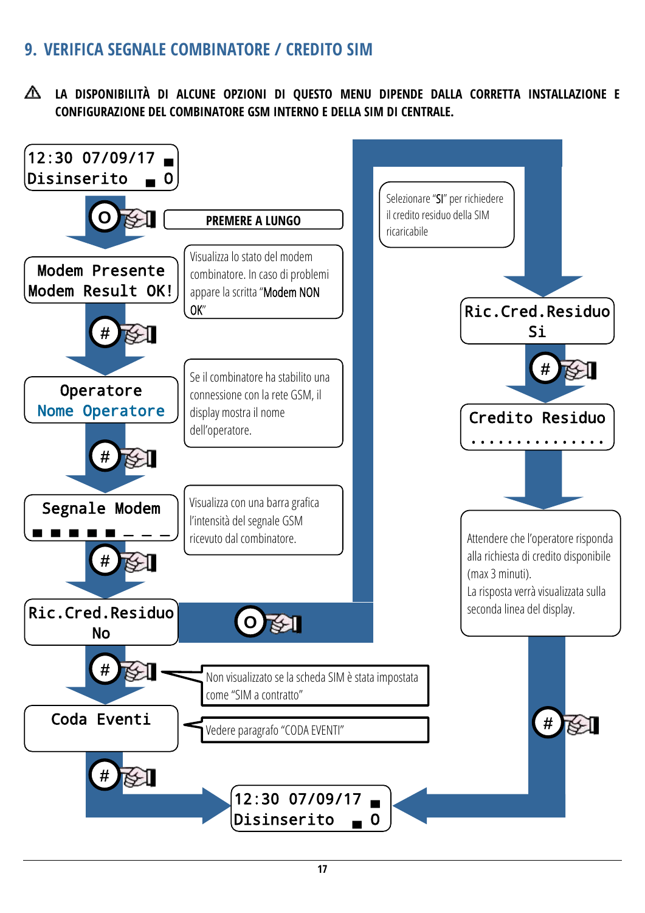## 9. VERIFICA SEGNALE COMBINATORE / CREDITO SIM

⚠ **LA DISPONIBILITÀ DI ALCUNE OPZIONI DI QUESTO MENU DIPENDE DALLA CORRETTA INSTALLAZIONE E CONFIGURAZIONE DEL COMBINATORE GSM INTERNO E DELLA SIM DI CENTRALE.**

```
12:30 07/09/17 ▄
Disinserito  ▄ 0
```

O — **PREMERE A LUNGO**

```
Modem Presente
Modem Result OK!
```

Visualizza lo stato del modem combinatore. In caso di problemi appare la scritta "Modem NON OK"

#

```
Operatore
Nome Operatore
```

Se il combinatore ha stabilito una connessione con la rete GSM, il display mostra il nome dell'operatore.

#

```
Segnale Modem
▄ ▄ ▄ ▄ ▄ _ _ _
```

Visualizza con una barra grafica l'intensità del segnale GSM ricevuto dal combinatore.

#

```
Ric.Cred.Residuo
No
```

O →

Selezionare "SI" per richiedere il credito residuo della SIM ricaricabile

```
Ric.Cred.Residuo
Si
```

#

```
Credito Residuo
...............
```

Attendere che l'operatore risponda alla richiesta di credito disponibile (max 3 minuti).
La risposta verrà visualizzata sulla seconda linea del display.

#

# — Non visualizzato se la scheda SIM è stata impostata come "SIM a contratto"

```
Coda Eventi
```

Vedere paragrafo "CODA EVENTI"

#

```
12:30 07/09/17 ▄
Disinserito  ▄ 0
```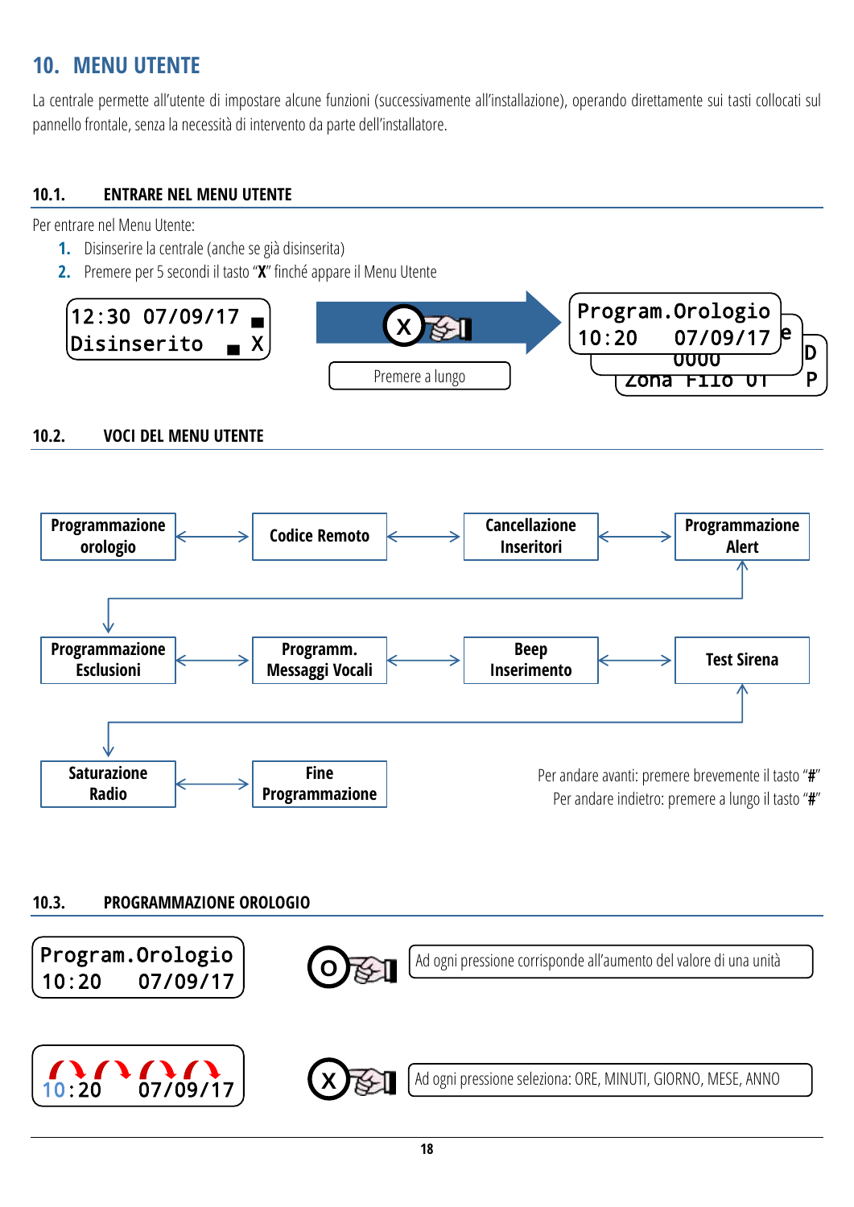# 10. MENU UTENTE

La centrale permette all'utente di impostare alcune funzioni (successivamente all'installazione), operando direttamente sui tasti collocati sul pannello frontale, senza la necessità di intervento da parte dell'installatore.

## 10.1. ENTRARE NEL MENU UTENTE

Per entrare nel Menu Utente:

1. Disinserire la centrale (anche se già disinserita)
2. Premere per 5 secondi il tasto "**X**" finché appare il Menu Utente

```
12:30 07/09/17 ■
Disinserito  ■ X
```

Premere a lungo

```
Program.Orologio
10:20   07/09/17
```

## 10.2. VOCI DEL MENU UTENTE

Programmazione orologio ↔ Codice Remoto ↔ Cancellazione Inseritori ↔ Programmazione Alert

Programmazione Esclusioni ↔ Programm. Messaggi Vocali ↔ Beep Inserimento ↔ Test Sirena

Saturazione Radio ↔ Fine Programmazione

Per andare avanti: premere brevemente il tasto "**#**"

Per andare indietro: premere a lungo il tasto "**#**"

## 10.3. PROGRAMMAZIONE OROLOGIO

```
Program.Orologio
10:20   07/09/17
```

O: Ad ogni pressione corrisponde all'aumento del valore di una unità

```
10:20   07/09/17
```

X: Ad ogni pressione seleziona: ORE, MINUTI, GIORNO, MESE, ANNO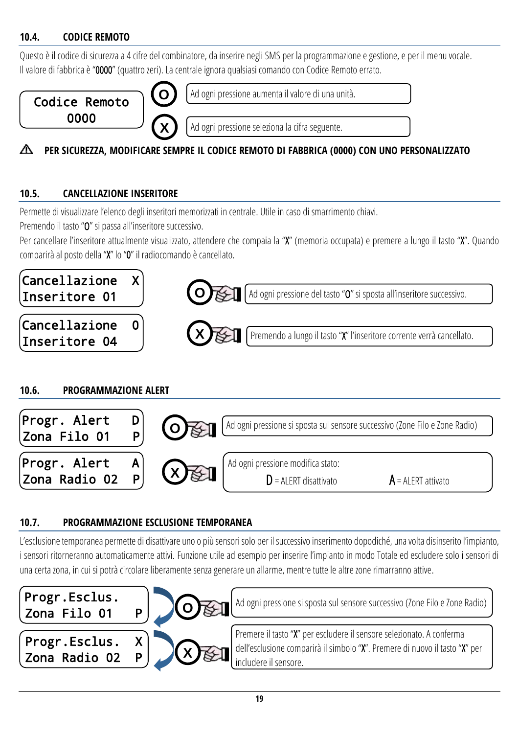### 10.4. CODICE REMOTO

Questo è il codice di sicurezza a 4 cifre del combinatore, da inserire negli SMS per la programmazione e gestione, e per il menu vocale.
Il valore di fabbrica è "0000" (quattro zeri). La centrale ignora qualsiasi comando con Codice Remoto errato.

```
Codice Remoto
    0000
```

**O** — Ad ogni pressione aumenta il valore di una unità.

**X** — Ad ogni pressione seleziona la cifra seguente.

⚠ **PER SICUREZZA, MODIFICARE SEMPRE IL CODICE REMOTO DI FABBRICA (0000) CON UNO PERSONALIZZATO**

### 10.5. CANCELLAZIONE INSERITORE

Permette di visualizzare l'elenco degli inseritori memorizzati in centrale. Utile in caso di smarrimento chiavi.
Premendo il tasto "O" si passa all'inseritore successivo.
Per cancellare l'inseritore attualmente visualizzato, attendere che compaia la "X" (memoria occupata) e premere a lungo il tasto "X". Quando comparirà al posto della "X" lo "0" il radiocomando è cancellato.

```
Cancellazione  X
Inseritore 01
```

```
Cancellazione  0
Inseritore 04
```

**O** — Ad ogni pressione del tasto "O" si sposta all'inseritore successivo.

**X** — Premendo a lungo il tasto "X" l'inseritore corrente verrà cancellato.

### 10.6. PROGRAMMAZIONE ALERT

```
Progr. Alert   D
Zona Filo 01   P
```

```
Progr. Alert   A
Zona Radio 02  P
```

**O** — Ad ogni pressione si sposta sul sensore successivo (Zone Filo e Zone Radio)

**X** — Ad ogni pressione modifica stato:
D = ALERT disattivato    A = ALERT attivato

### 10.7. PROGRAMMAZIONE ESCLUSIONE TEMPORANEA

L'esclusione temporanea permette di disattivare uno o più sensori solo per il successivo inserimento dopodiché, una volta disinserito l'impianto, i sensori ritorneranno automaticamente attivi. Funzione utile ad esempio per inserire l'impianto in modo Totale ed escludere solo i sensori di una certa zona, in cui si potrà circolare liberamente senza generare un allarme, mentre tutte le altre zone rimarranno attive.

```
Progr.Esclus.
Zona Filo 01   P
```

```
Progr.Esclus.  X
Zona Radio 02  P
```

**O** — Ad ogni pressione si sposta sul sensore successivo (Zone Filo e Zone Radio)

**X** — Premere il tasto "X" per escludere il sensore selezionato. A conferma dell'esclusione comparirà il simbolo "X". Premere di nuovo il tasto "X" per includere il sensore.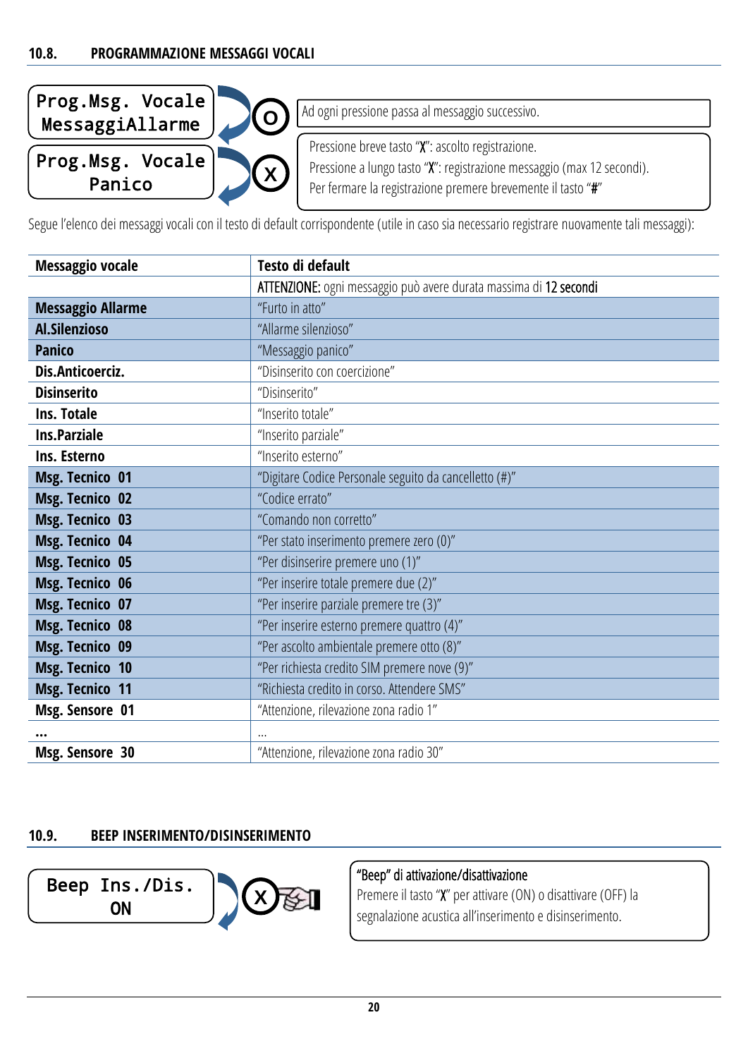## 10.8. PROGRAMMAZIONE MESSAGGI VOCALI

```
Prog.Msg. Vocale
MessaggiAllarme
```

**O**: Ad ogni pressione passa al messaggio successivo.

```
Prog.Msg. Vocale
Panico
```

**X**: Pressione breve tasto "**X**": ascolto registrazione.
Pressione a lungo tasto "**X**": registrazione messaggio (max 12 secondi).
Per fermare la registrazione premere brevemente il tasto "**#**"

Segue l'elenco dei messaggi vocali con il testo di default corrispondente (utile in caso sia necessario registrare nuovamente tali messaggi):

| Messaggio vocale | Testo di default |
|---|---|
| | **ATTENZIONE:** ogni messaggio può avere durata massima di **12 secondi** |
| **Messaggio Allarme** | "Furto in atto" |
| **Al.Silenzioso** | "Allarme silenzioso" |
| **Panico** | "Messaggio panico" |
| **Dis.Anticoerciz.** | "Disinserito con coercizione" |
| **Disinserito** | "Disinserito" |
| **Ins. Totale** | "Inserito totale" |
| **Ins.Parziale** | "Inserito parziale" |
| **Ins. Esterno** | "Inserito esterno" |
| **Msg. Tecnico 01** | "Digitare Codice Personale seguito da cancelletto (#)" |
| **Msg. Tecnico 02** | "Codice errato" |
| **Msg. Tecnico 03** | "Comando non corretto" |
| **Msg. Tecnico 04** | "Per stato inserimento premere zero (0)" |
| **Msg. Tecnico 05** | "Per disinserire premere uno (1)" |
| **Msg. Tecnico 06** | "Per inserire totale premere due (2)" |
| **Msg. Tecnico 07** | "Per inserire parziale premere tre (3)" |
| **Msg. Tecnico 08** | "Per inserire esterno premere quattro (4)" |
| **Msg. Tecnico 09** | "Per ascolto ambientale premere otto (8)" |
| **Msg. Tecnico 10** | "Per richiesta credito SIM premere nove (9)" |
| **Msg. Tecnico 11** | "Richiesta credito in corso. Attendere SMS" |
| **Msg. Sensore 01** | "Attenzione, rilevazione zona radio 1" |
| **...** | ... |
| **Msg. Sensore 30** | "Attenzione, rilevazione zona radio 30" |

## 10.9. BEEP INSERIMENTO/DISINSERIMENTO

```
Beep Ins./Dis.
ON
```

**X**: **"Beep" di attivazione/disattivazione**
Premere il tasto "**X**" per attivare (ON) o disattivare (OFF) la segnalazione acustica all'inserimento e disinserimento.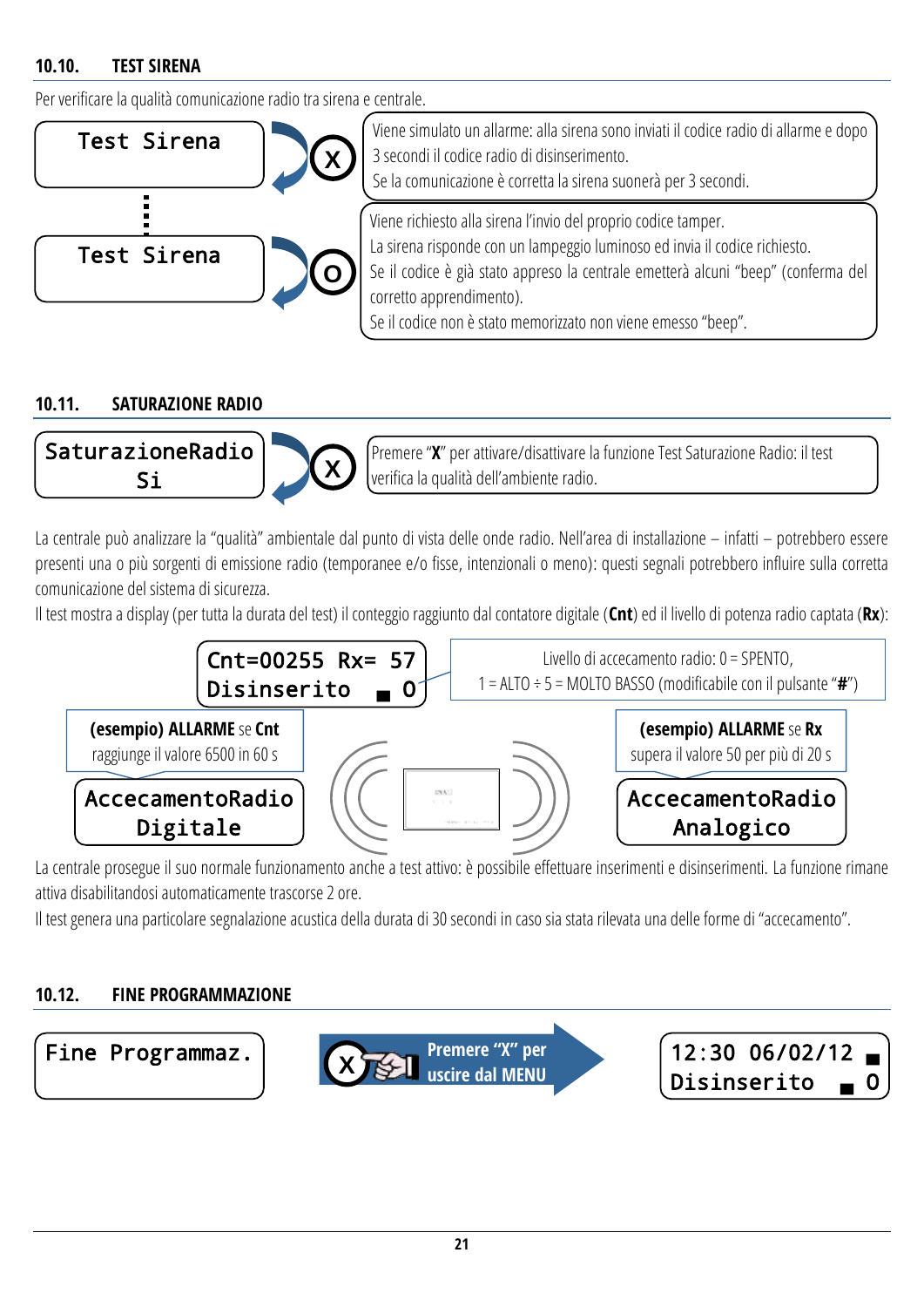## 10.10. TEST SIRENA

Per verificare la qualità comunicazione radio tra sirena e centrale.

```
Test Sirena
```

**X** — Viene simulato un allarme: alla sirena sono inviati il codice radio di allarme e dopo 3 secondi il codice radio di disinserimento.
Se la comunicazione è corretta la sirena suonerà per 3 secondi.

```
Test Sirena
```

**O** — Viene richiesto alla sirena l'invio del proprio codice tamper.
La sirena risponde con un lampeggio luminoso ed invia il codice richiesto.
Se il codice è già stato appreso la centrale emetterà alcuni "beep" (conferma del corretto apprendimento).
Se il codice non è stato memorizzato non viene emesso "beep".

## 10.11. SATURAZIONE RADIO

```
SaturazioneRadio
       Si
```

**X** — Premere "**X**" per attivare/disattivare la funzione Test Saturazione Radio: il test verifica la qualità dell'ambiente radio.

La centrale può analizzare la "qualità" ambientale dal punto di vista delle onde radio. Nell'area di installazione – infatti – potrebbero essere presenti una o più sorgenti di emissione radio (temporanee e/o fisse, intenzionali o meno): questi segnali potrebbero influire sulla corretta comunicazione del sistema di sicurezza.

Il test mostra a display (per tutta la durata del test) il conteggio raggiunto dal contatore digitale (**Cnt**) ed il livello di potenza radio captata (**Rx**):

```
Cnt=00255 Rx= 57
Disinserito  ▄ 0
```

Livello di accecamento radio: 0 = SPENTO, 1 = ALTO ÷ 5 = MOLTO BASSO (modificabile con il pulsante "**#**")

**(esempio) ALLARME** se **Cnt** raggiunge il valore 6500 in 60 s

```
AccecamentoRadio
    Digitale
```

**(esempio) ALLARME** se **Rx** supera il valore 50 per più di 20 s

```
AccecamentoRadio
   Analogico
```

La centrale prosegue il suo normale funzionamento anche a test attivo: è possibile effettuare inserimenti e disinserimenti. La funzione rimane attiva disabilitandosi automaticamente trascorse 2 ore.

Il test genera una particolare segnalazione acustica della durata di 30 secondi in caso sia stata rilevata una delle forme di "accecamento".

## 10.12. FINE PROGRAMMAZIONE

```
Fine Programmaz.
```

**X** — **Premere "X" per uscire dal MENU**

```
12:30 06/02/12 ▄
Disinserito  ▄ 0
```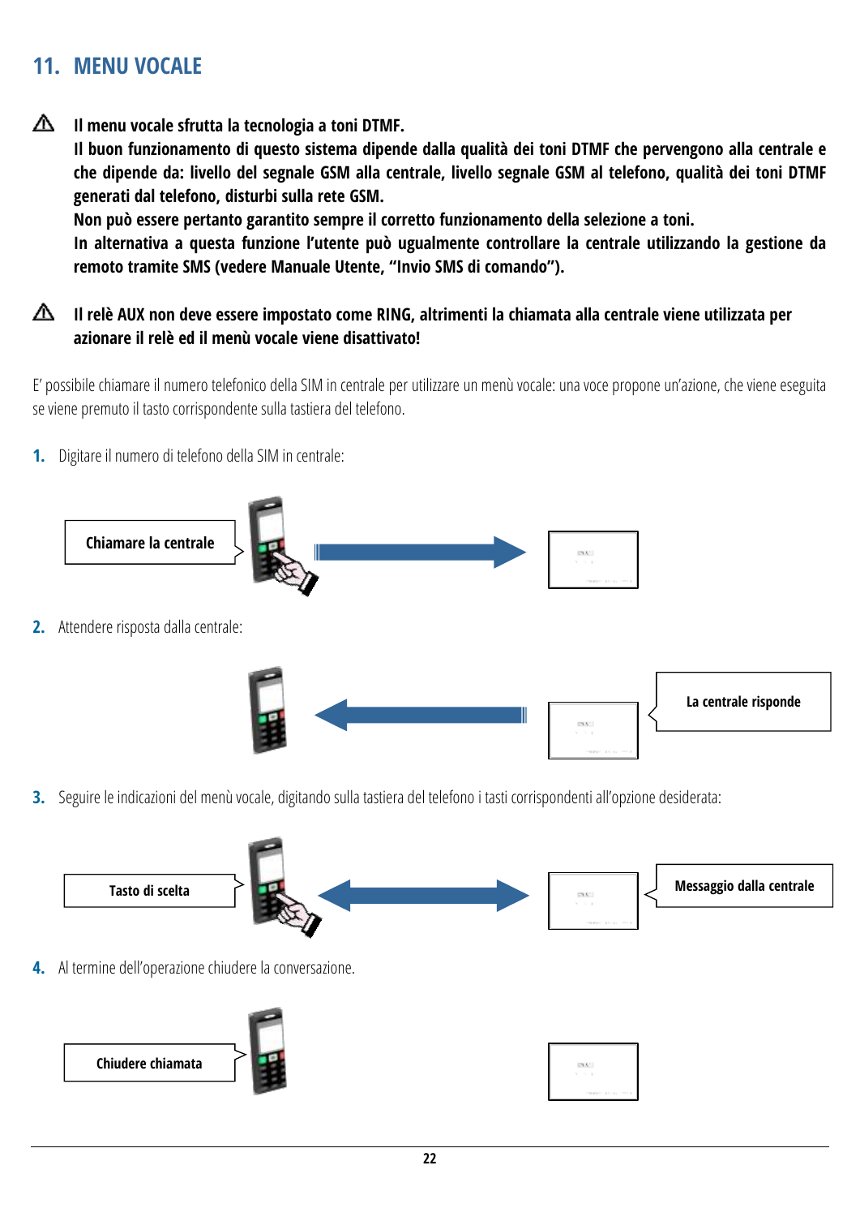## 11. MENU VOCALE

⚠ **Il menu vocale sfrutta la tecnologia a toni DTMF.**
**Il buon funzionamento di questo sistema dipende dalla qualità dei toni DTMF che pervengono alla centrale e che dipende da: livello del segnale GSM alla centrale, livello segnale GSM al telefono, qualità dei toni DTMF generati dal telefono, disturbi sulla rete GSM.**
**Non può essere pertanto garantito sempre il corretto funzionamento della selezione a toni.**
**In alternativa a questa funzione l'utente può ugualmente controllare la centrale utilizzando la gestione da remoto tramite SMS (vedere Manuale Utente, "Invio SMS di comando").**

⚠ **Il relè AUX non deve essere impostato come RING, altrimenti la chiamata alla centrale viene utilizzata per azionare il relè ed il menù vocale viene disattivato!**

E' possibile chiamare il numero telefonico della SIM in centrale per utilizzare un menù vocale: una voce propone un'azione, che viene eseguita se viene premuto il tasto corrispondente sulla tastiera del telefono.

1. Digitare il numero di telefono della SIM in centrale:

Chiamare la centrale

2. Attendere risposta dalla centrale:

La centrale risponde

3. Seguire le indicazioni del menù vocale, digitando sulla tastiera del telefono i tasti corrispondenti all'opzione desiderata:

Tasto di scelta

Messaggio dalla centrale

4. Al termine dell'operazione chiudere la conversazione.

Chiudere chiamata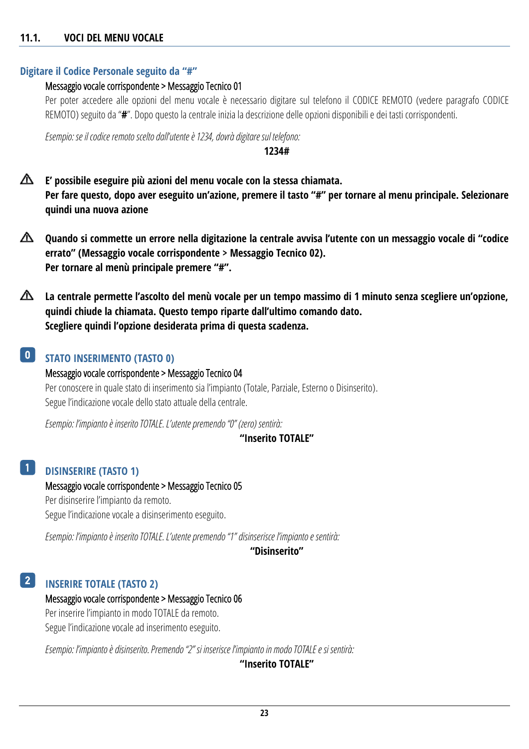## 11.1. VOCI DEL MENU VOCALE

### Digitare il Codice Personale seguito da "#"

Messaggio vocale corrispondente > Messaggio Tecnico 01

Per poter accedere alle opzioni del menu vocale è necessario digitare sul telefono il CODICE REMOTO (vedere paragrafo CODICE REMOTO) seguito da "**#**". Dopo questo la centrale inizia la descrizione delle opzioni disponibili e dei tasti corrispondenti.

*Esempio: se il codice remoto scelto dall'utente è 1234, dovrà digitare sul telefono:*

**1234#**

⚠ **E' possibile eseguire più azioni del menu vocale con la stessa chiamata. Per fare questo, dopo aver eseguito un'azione, premere il tasto "#" per tornare al menu principale. Selezionare quindi una nuova azione**

⚠ **Quando si commette un errore nella digitazione la centrale avvisa l'utente con un messaggio vocale di "codice errato" (Messaggio vocale corrispondente > Messaggio Tecnico 02). Per tornare al menù principale premere "#".**

⚠ **La centrale permette l'ascolto del menù vocale per un tempo massimo di 1 minuto senza scegliere un'opzione, quindi chiude la chiamata. Questo tempo riparte dall'ultimo comando dato. Scegliere quindi l'opzione desiderata prima di questa scadenza.**

### 0 STATO INSERIMENTO (TASTO 0)

Messaggio vocale corrispondente > Messaggio Tecnico 04

Per conoscere in quale stato di inserimento sia l'impianto (Totale, Parziale, Esterno o Disinserito).
Segue l'indicazione vocale dello stato attuale della centrale.

*Esempio: l'impianto è inserito TOTALE. L'utente premendo "0" (zero) sentirà:*

**"Inserito TOTALE"**

### 1 DISINSERIRE (TASTO 1)

Messaggio vocale corrispondente > Messaggio Tecnico 05

Per disinserire l'impianto da remoto.
Segue l'indicazione vocale a disinserimento eseguito.

*Esempio: l'impianto è inserito TOTALE. L'utente premendo "1" disinserisce l'impianto e sentirà:*

**"Disinserito"**

### 2 INSERIRE TOTALE (TASTO 2)

Messaggio vocale corrispondente > Messaggio Tecnico 06

Per inserire l'impianto in modo TOTALE da remoto.
Segue l'indicazione vocale ad inserimento eseguito.

*Esempio: l'impianto è disinserito. Premendo "2" si inserisce l'impianto in modo TOTALE e si sentirà:*

**"Inserito TOTALE"**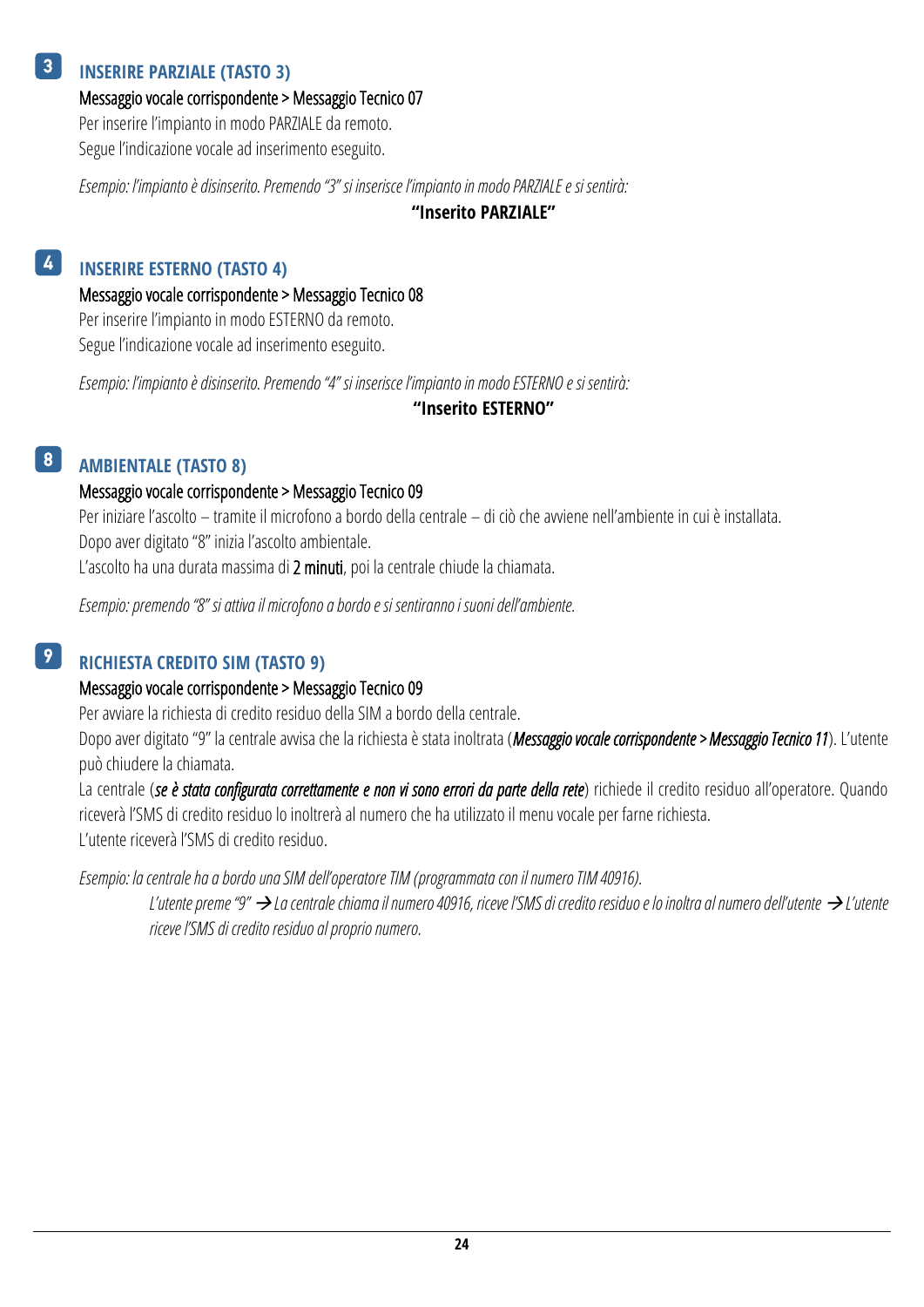## 3 INSERIRE PARZIALE (TASTO 3)

Messaggio vocale corrispondente > Messaggio Tecnico 07

Per inserire l'impianto in modo PARZIALE da remoto.
Segue l'indicazione vocale ad inserimento eseguito.

*Esempio: l'impianto è disinserito. Premendo "3" si inserisce l'impianto in modo PARZIALE e si sentirà:*

**"Inserito PARZIALE"**

## 4 INSERIRE ESTERNO (TASTO 4)

Messaggio vocale corrispondente > Messaggio Tecnico 08

Per inserire l'impianto in modo ESTERNO da remoto.
Segue l'indicazione vocale ad inserimento eseguito.

*Esempio: l'impianto è disinserito. Premendo "4" si inserisce l'impianto in modo ESTERNO e si sentirà:*

**"Inserito ESTERNO"**

## 8 AMBIENTALE (TASTO 8)

Messaggio vocale corrispondente > Messaggio Tecnico 09

Per iniziare l'ascolto – tramite il microfono a bordo della centrale – di ciò che avviene nell'ambiente in cui è installata.
Dopo aver digitato "8" inizia l'ascolto ambientale.
L'ascolto ha una durata massima di 2 minuti, poi la centrale chiude la chiamata.

*Esempio: premendo "8" si attiva il microfono a bordo e si sentiranno i suoni dell'ambiente.*

## 9 RICHIESTA CREDITO SIM (TASTO 9)

Messaggio vocale corrispondente > Messaggio Tecnico 09

Per avviare la richiesta di credito residuo della SIM a bordo della centrale.
Dopo aver digitato "9" la centrale avvisa che la richiesta è stata inoltrata (***Messaggio vocale corrispondente > Messaggio Tecnico 11***). L'utente può chiudere la chiamata.
La centrale (***se è stata configurata correttamente e non vi sono errori da parte della rete***) richiede il credito residuo all'operatore. Quando riceverà l'SMS di credito residuo lo inoltrerà al numero che ha utilizzato il menu vocale per farne richiesta.
L'utente riceverà l'SMS di credito residuo.

*Esempio: la centrale ha a bordo una SIM dell'operatore TIM (programmata con il numero TIM 40916).*

*L'utente preme "9" → La centrale chiama il numero 40916, riceve l'SMS di credito residuo e lo inoltra al numero dell'utente → L'utente riceve l'SMS di credito residuo al proprio numero.*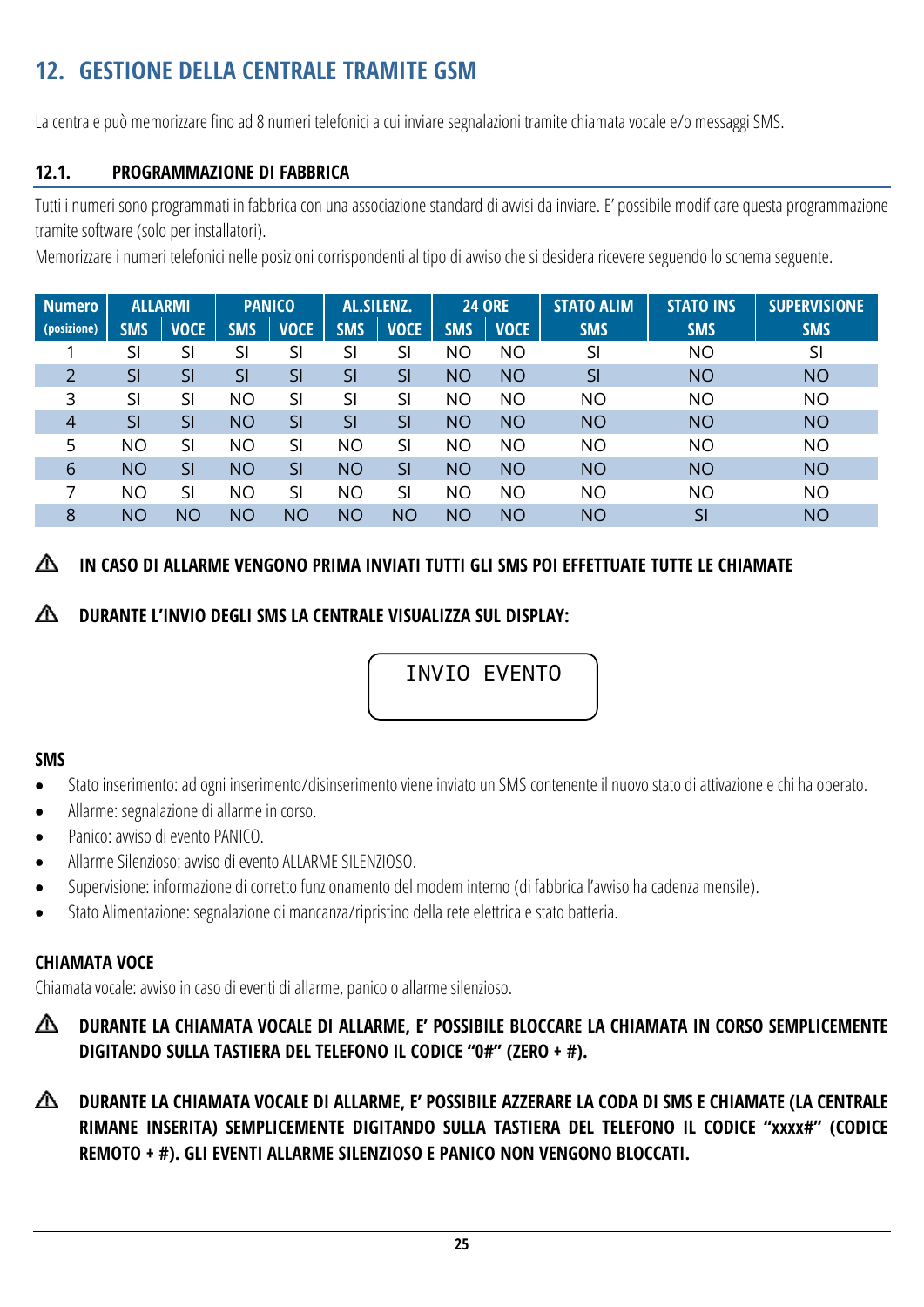# 12. GESTIONE DELLA CENTRALE TRAMITE GSM

La centrale può memorizzare fino ad 8 numeri telefonici a cui inviare segnalazioni tramite chiamata vocale e/o messaggi SMS.

## 12.1. PROGRAMMAZIONE DI FABBRICA

Tutti i numeri sono programmati in fabbrica con una associazione standard di avvisi da inviare. E' possibile modificare questa programmazione tramite software (solo per installatori).

Memorizzare i numeri telefonici nelle posizioni corrispondenti al tipo di avviso che si desidera ricevere seguendo lo schema seguente.

| Numero | ALLARMI | | PANICO | | AL.SILENZ. | | 24 ORE | | STATO ALIM | STATO INS | SUPERVISIONE |
|---|---|---|---|---|---|---|---|---|---|---|---|
| (posizione) | SMS | VOCE | SMS | VOCE | SMS | VOCE | SMS | VOCE | SMS | SMS | SMS |
| 1 | SI | SI | SI | SI | SI | SI | NO | NO | SI | NO | SI |
| 2 | SI | SI | SI | SI | SI | SI | NO | NO | SI | NO | NO |
| 3 | SI | SI | NO | SI | SI | SI | NO | NO | NO | NO | NO |
| 4 | SI | SI | NO | SI | SI | SI | NO | NO | NO | NO | NO |
| 5 | NO | SI | NO | SI | NO | SI | NO | NO | NO | NO | NO |
| 6 | NO | SI | NO | SI | NO | SI | NO | NO | NO | NO | NO |
| 7 | NO | SI | NO | SI | NO | SI | NO | NO | NO | NO | NO |
| 8 | NO | NO | NO | NO | NO | NO | NO | NO | NO | SI | NO |

⚠ **IN CASO DI ALLARME VENGONO PRIMA INVIATI TUTTI GLI SMS POI EFFETTUATE TUTTE LE CHIAMATE**

⚠ **DURANTE L'INVIO DEGLI SMS LA CENTRALE VISUALIZZA SUL DISPLAY:**

```
INVIO EVENTO
```

**SMS**

- Stato inserimento: ad ogni inserimento/disinserimento viene inviato un SMS contenente il nuovo stato di attivazione e chi ha operato.
- Allarme: segnalazione di allarme in corso.
- Panico: avviso di evento PANICO.
- Allarme Silenzioso: avviso di evento ALLARME SILENZIOSO.
- Supervisione: informazione di corretto funzionamento del modem interno (di fabbrica l'avviso ha cadenza mensile).
- Stato Alimentazione: segnalazione di mancanza/ripristino della rete elettrica e stato batteria.

**CHIAMATA VOCE**

Chiamata vocale: avviso in caso di eventi di allarme, panico o allarme silenzioso.

⚠ **DURANTE LA CHIAMATA VOCALE DI ALLARME, E' POSSIBILE BLOCCARE LA CHIAMATA IN CORSO SEMPLICEMENTE DIGITANDO SULLA TASTIERA DEL TELEFONO IL CODICE "0#" (ZERO + #).**

⚠ **DURANTE LA CHIAMATA VOCALE DI ALLARME, E' POSSIBILE AZZERARE LA CODA DI SMS E CHIAMATE (LA CENTRALE RIMANE INSERITA) SEMPLICEMENTE DIGITANDO SULLA TASTIERA DEL TELEFONO IL CODICE "xxxx#" (CODICE REMOTO + #). GLI EVENTI ALLARME SILENZIOSO E PANICO NON VENGONO BLOCCATI.**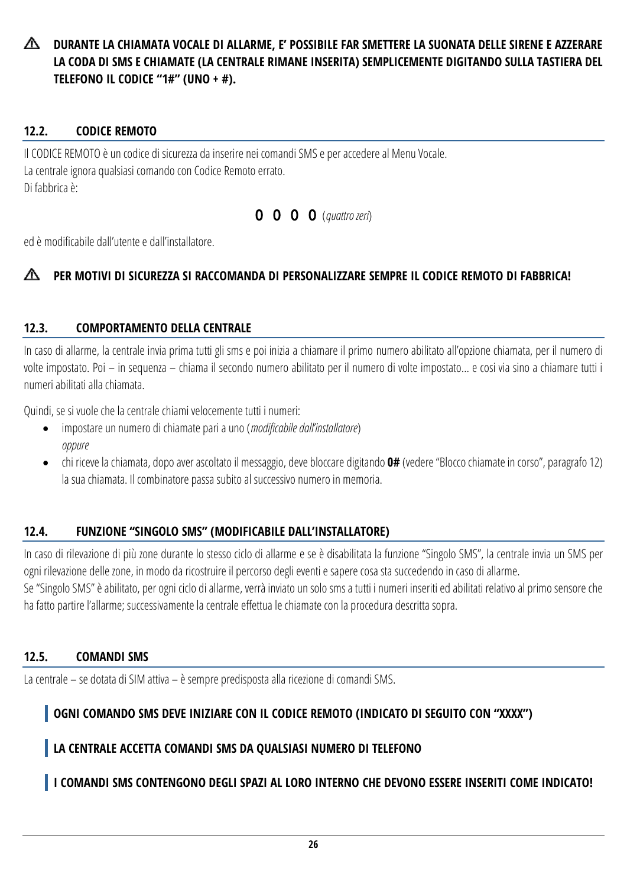⚠ **DURANTE LA CHIAMATA VOCALE DI ALLARME, E' POSSIBILE FAR SMETTERE LA SUONATA DELLE SIRENE E AZZERARE LA CODA DI SMS E CHIAMATE (LA CENTRALE RIMANE INSERITA) SEMPLICEMENTE DIGITANDO SULLA TASTIERA DEL TELEFONO IL CODICE "1#" (UNO + #).**

## 12.2. CODICE REMOTO

Il CODICE REMOTO è un codice di sicurezza da inserire nei comandi SMS e per accedere al Menu Vocale.
La centrale ignora qualsiasi comando con Codice Remoto errato.
Di fabbrica è:

**0 0 0 0** (*quattro zeri*)

ed è modificabile dall'utente e dall'installatore.

⚠ **PER MOTIVI DI SICUREZZA SI RACCOMANDA DI PERSONALIZZARE SEMPRE IL CODICE REMOTO DI FABBRICA!**

## 12.3. COMPORTAMENTO DELLA CENTRALE

In caso di allarme, la centrale invia prima tutti gli sms e poi inizia a chiamare il primo numero abilitato all'opzione chiamata, per il numero di volte impostato. Poi – in sequenza – chiama il secondo numero abilitato per il numero di volte impostato… e cosi via sino a chiamare tutti i numeri abilitati alla chiamata.

Quindi, se si vuole che la centrale chiami velocemente tutti i numeri:

- impostare un numero di chiamate pari a uno (*modificabile dall'installatore*)
  *oppure*
- chi riceve la chiamata, dopo aver ascoltato il messaggio, deve bloccare digitando **0#** (vedere "Blocco chiamate in corso", paragrafo 12) la sua chiamata. Il combinatore passa subito al successivo numero in memoria.

## 12.4. FUNZIONE "SINGOLO SMS" (MODIFICABILE DALL'INSTALLATORE)

In caso di rilevazione di più zone durante lo stesso ciclo di allarme e se è disabilitata la funzione "Singolo SMS", la centrale invia un SMS per ogni rilevazione delle zone, in modo da ricostruire il percorso degli eventi e sapere cosa sta succedendo in caso di allarme.
Se "Singolo SMS" è abilitato, per ogni ciclo di allarme, verrà inviato un solo sms a tutti i numeri inseriti ed abilitati relativo al primo sensore che ha fatto partire l'allarme; successivamente la centrale effettua le chiamate con la procedura descritta sopra.

## 12.5. COMANDI SMS

La centrale – se dotata di SIM attiva – è sempre predisposta alla ricezione di comandi SMS.

**OGNI COMANDO SMS DEVE INIZIARE CON IL CODICE REMOTO (INDICATO DI SEGUITO CON "XXXX")**

**LA CENTRALE ACCETTA COMANDI SMS DA QUALSIASI NUMERO DI TELEFONO**

**I COMANDI SMS CONTENGONO DEGLI SPAZI AL LORO INTERNO CHE DEVONO ESSERE INSERITI COME INDICATO!**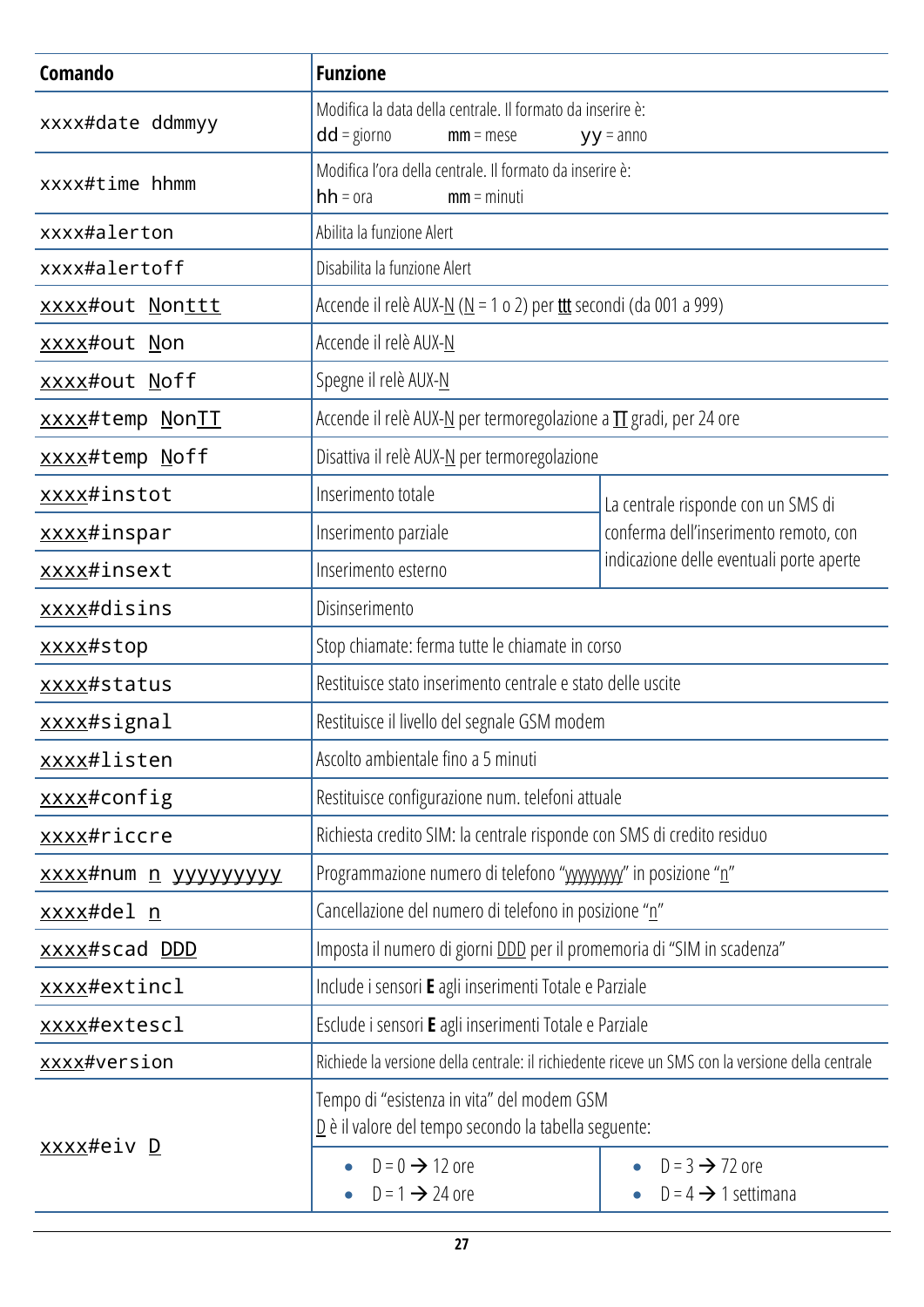| Comando | Funzione | |
|---|---|---|
| xxxx#date ddmmyy | Modifica la data della centrale. Il formato da inserire è: **dd** = giorno **mm** = mese **yy** = anno | |
| xxxx#time hhmm | Modifica l'ora della centrale. Il formato da inserire è: **hh** = ora **mm** = minuti | |
| xxxx#alerton | Abilita la funzione Alert | |
| xxxx#alertoff | Disabilita la funzione Alert | |
| xxxx#out Nonttt | Accende il relè AUX-N (N = 1 o 2) per ttt secondi (da 001 a 999) | |
| xxxx#out Non | Accende il relè AUX-N | |
| xxxx#out Noff | Spegne il relè AUX-N | |
| xxxx#temp NonTT | Accende il relè AUX-N per termoregolazione a TT gradi, per 24 ore | |
| xxxx#temp Noff | Disattiva il relè AUX-N per termoregolazione | |
| xxxx#instot | Inserimento totale | La centrale risponde con un SMS di conferma dell'inserimento remoto, con indicazione delle eventuali porte aperte |
| xxxx#inspar | Inserimento parziale | |
| xxxx#insext | Inserimento esterno | |
| xxxx#disins | Disinserimento | |
| xxxx#stop | Stop chiamate: ferma tutte le chiamate in corso | |
| xxxx#status | Restituisce stato inserimento centrale e stato delle uscite | |
| xxxx#signal | Restituisce il livello del segnale GSM modem | |
| xxxx#listen | Ascolto ambientale fino a 5 minuti | |
| xxxx#config | Restituisce configurazione num. telefoni attuale | |
| xxxx#riccre | Richiesta credito SIM: la centrale risponde con SMS di credito residuo | |
| xxxx#num n yyyyyyyyy | Programmazione numero di telefono "yyyyyyyy" in posizione "n" | |
| xxxx#del n | Cancellazione del numero di telefono in posizione "n" | |
| xxxx#scad DDD | Imposta il numero di giorni DDD per il promemoria di "SIM in scadenza" | |
| xxxx#extincl | Include i sensori **E** agli inserimenti Totale e Parziale | |
| xxxx#extescl | Esclude i sensori **E** agli inserimenti Totale e Parziale | |
| xxxx#version | Richiede la versione della centrale: il richiedente riceve un SMS con la versione della centrale | |
| xxxx#eiv D | Tempo di "esistenza in vita" del modem GSM<br>D è il valore del tempo secondo la tabella seguente: | |
| | • D = 0 → 12 ore<br>• D = 1 → 24 ore | • D = 3 → 72 ore<br>• D = 4 → 1 settimana |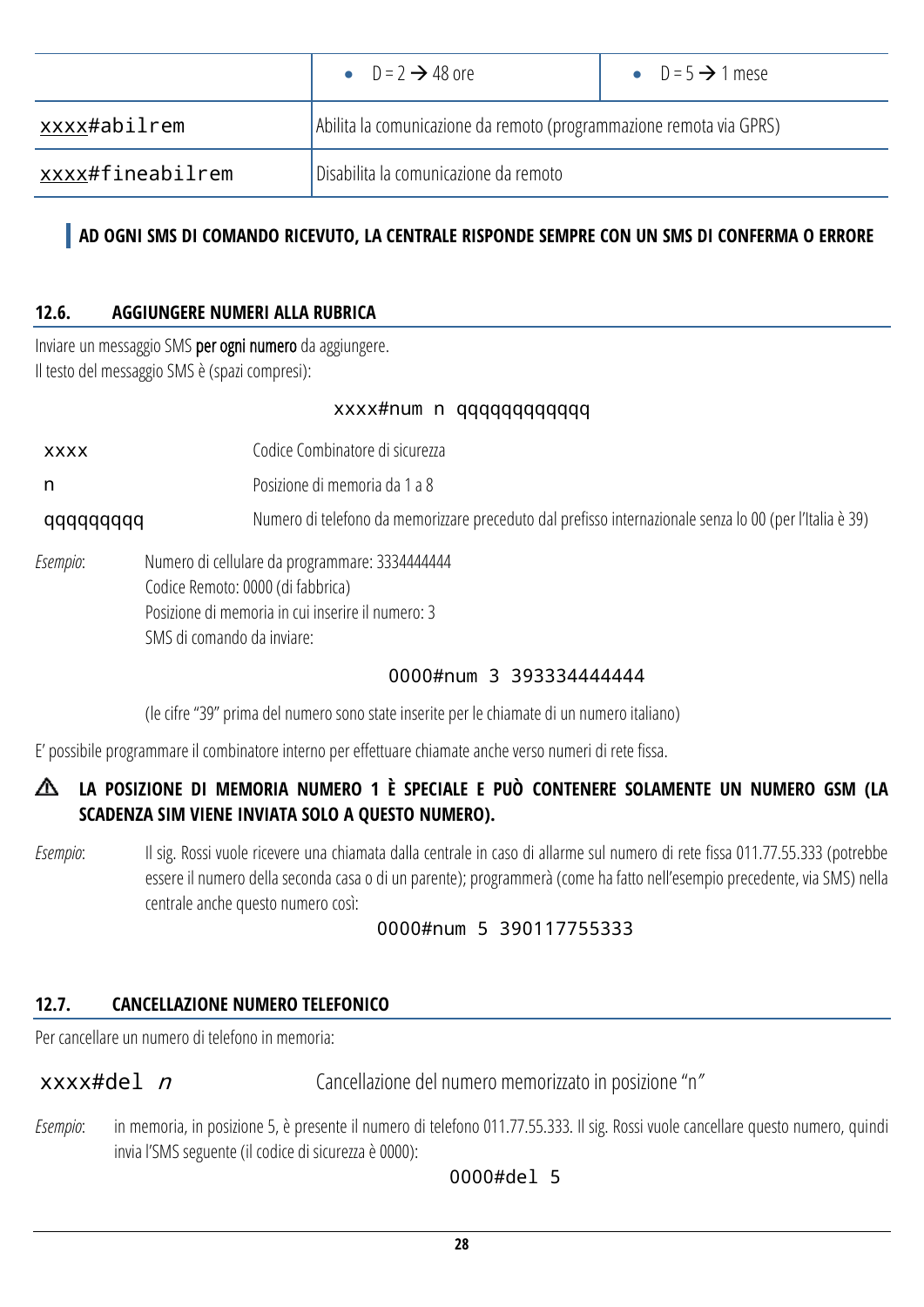| | • D = 2 → 48 ore | • D = 5 → 1 mese |
|---|---|---|
| xxxx#abilrem | Abilita la comunicazione da remoto (programmazione remota via GPRS) | |
| xxxx#fineabilrem | Disabilita la comunicazione da remoto | |

**AD OGNI SMS DI COMANDO RICEVUTO, LA CENTRALE RISPONDE SEMPRE CON UN SMS DI CONFERMA O ERRORE**

## 12.6. AGGIUNGERE NUMERI ALLA RUBRICA

Inviare un messaggio SMS **per ogni numero** da aggiungere.
Il testo del messaggio SMS è (spazi compresi):

```
xxxx#num n qqqqqqqqqqq
```

| | |
|---|---|
| xxxx | Codice Combinatore di sicurezza |
| n | Posizione di memoria da 1 a 8 |
| qqqqqqqq | Numero di telefono da memorizzare preceduto dal prefisso internazionale senza lo 00 (per l'Italia è 39) |

*Esempio*: Numero di cellulare da programmare: 3334444444
Codice Remoto: 0000 (di fabbrica)
Posizione di memoria in cui inserire il numero: 3
SMS di comando da inviare:

```
0000#num 3 393334444444
```

(le cifre "39" prima del numero sono state inserite per le chiamate di un numero italiano)

E' possibile programmare il combinatore interno per effettuare chiamate anche verso numeri di rete fissa.

⚠ **LA POSIZIONE DI MEMORIA NUMERO 1 È SPECIALE E PUÒ CONTENERE SOLAMENTE UN NUMERO GSM (LA SCADENZA SIM VIENE INVIATA SOLO A QUESTO NUMERO).**

*Esempio*: Il sig. Rossi vuole ricevere una chiamata dalla centrale in caso di allarme sul numero di rete fissa 011.77.55.333 (potrebbe essere il numero della seconda casa o di un parente); programmerà (come ha fatto nell'esempio precedente, via SMS) nella centrale anche questo numero così:

```
0000#num 5 390117755333
```

## 12.7. CANCELLAZIONE NUMERO TELEFONICO

Per cancellare un numero di telefono in memoria:

| | |
|---|---|
| xxxx#del *n* | Cancellazione del numero memorizzato in posizione "n" |

*Esempio*: in memoria, in posizione 5, è presente il numero di telefono 011.77.55.333. Il sig. Rossi vuole cancellare questo numero, quindi invia l'SMS seguente (il codice di sicurezza è 0000):

```
0000#del 5
```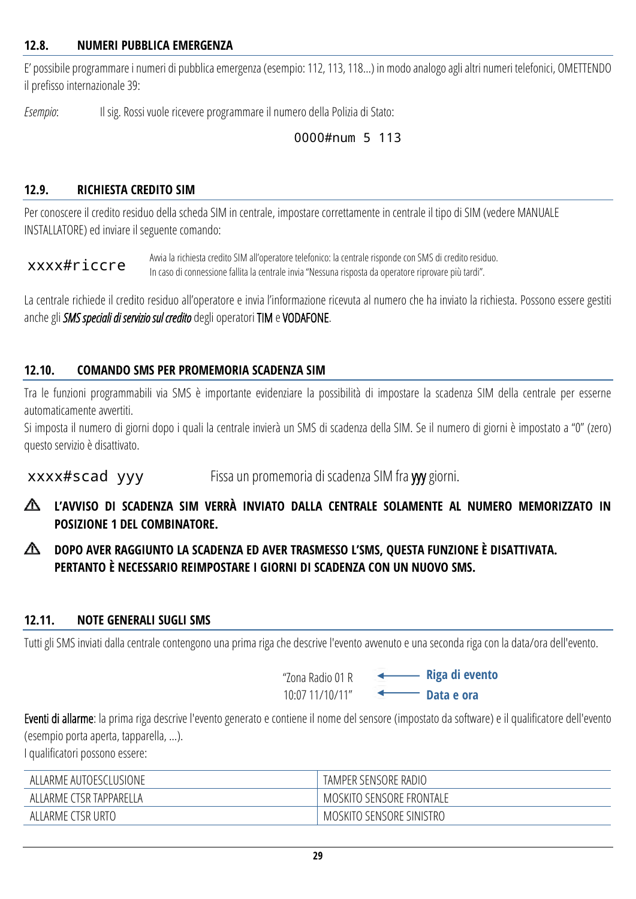## 12.8. NUMERI PUBBLICA EMERGENZA

E' possibile programmare i numeri di pubblica emergenza (esempio: 112, 113, 118...) in modo analogo agli altri numeri telefonici, OMETTENDO il prefisso internazionale 39:

*Esempio*: Il sig. Rossi vuole ricevere programmare il numero della Polizia di Stato:

```
0000#num 5 113
```

## 12.9. RICHIESTA CREDITO SIM

Per conoscere il credito residuo della scheda SIM in centrale, impostare correttamente in centrale il tipo di SIM (vedere MANUALE INSTALLATORE) ed inviare il seguente comando:

`xxxx#riccre` Avvia la richiesta credito SIM all'operatore telefonico: la centrale risponde con SMS di credito residuo. In caso di connessione fallita la centrale invia "Nessuna risposta da operatore riprovare più tardi".

La centrale richiede il credito residuo all'operatore e invia l'informazione ricevuta al numero che ha inviato la richiesta. Possono essere gestiti anche gli ***SMS speciali di servizio sul credito*** degli operatori **TIM** e **VODAFONE**.

## 12.10. COMANDO SMS PER PROMEMORIA SCADENZA SIM

Tra le funzioni programmabili via SMS è importante evidenziare la possibilità di impostare la scadenza SIM della centrale per esserne automaticamente avvertiti.
Si imposta il numero di giorni dopo i quali la centrale invierà un SMS di scadenza della SIM. Se il numero di giorni è impostato a "0" (zero) questo servizio è disattivato.

`xxxx#scad yyy` Fissa un promemoria di scadenza SIM fra **yyy** giorni.

⚠ **L'AVVISO DI SCADENZA SIM VERRÀ INVIATO DALLA CENTRALE SOLAMENTE AL NUMERO MEMORIZZATO IN POSIZIONE 1 DEL COMBINATORE.**

⚠ **DOPO AVER RAGGIUNTO LA SCADENZA ED AVER TRASMESSO L'SMS, QUESTA FUNZIONE È DISATTIVATA. PERTANTO È NECESSARIO REIMPOSTARE I GIORNI DI SCADENZA CON UN NUOVO SMS.**

## 12.11. NOTE GENERALI SUGLI SMS

Tutti gli SMS inviati dalla centrale contengono una prima riga che descrive l'evento avvenuto e una seconda riga con la data/ora dell'evento.

"Zona Radio 01 R ← **Riga di evento**
10:07 11/10/11" ← **Data e ora**

**Eventi di allarme**: la prima riga descrive l'evento generato e contiene il nome del sensore (impostato da software) e il qualificatore dell'evento (esempio porta aperta, tapparella, ...).
I qualificatori possono essere:

| | |
|---|---|
| ALLARME AUTOESCLUSIONE | TAMPER SENSORE RADIO |
| ALLARME CTSR TAPPARELLA | MOSKITO SENSORE FRONTALE |
| ALLARME CTSR URTO | MOSKITO SENSORE SINISTRO |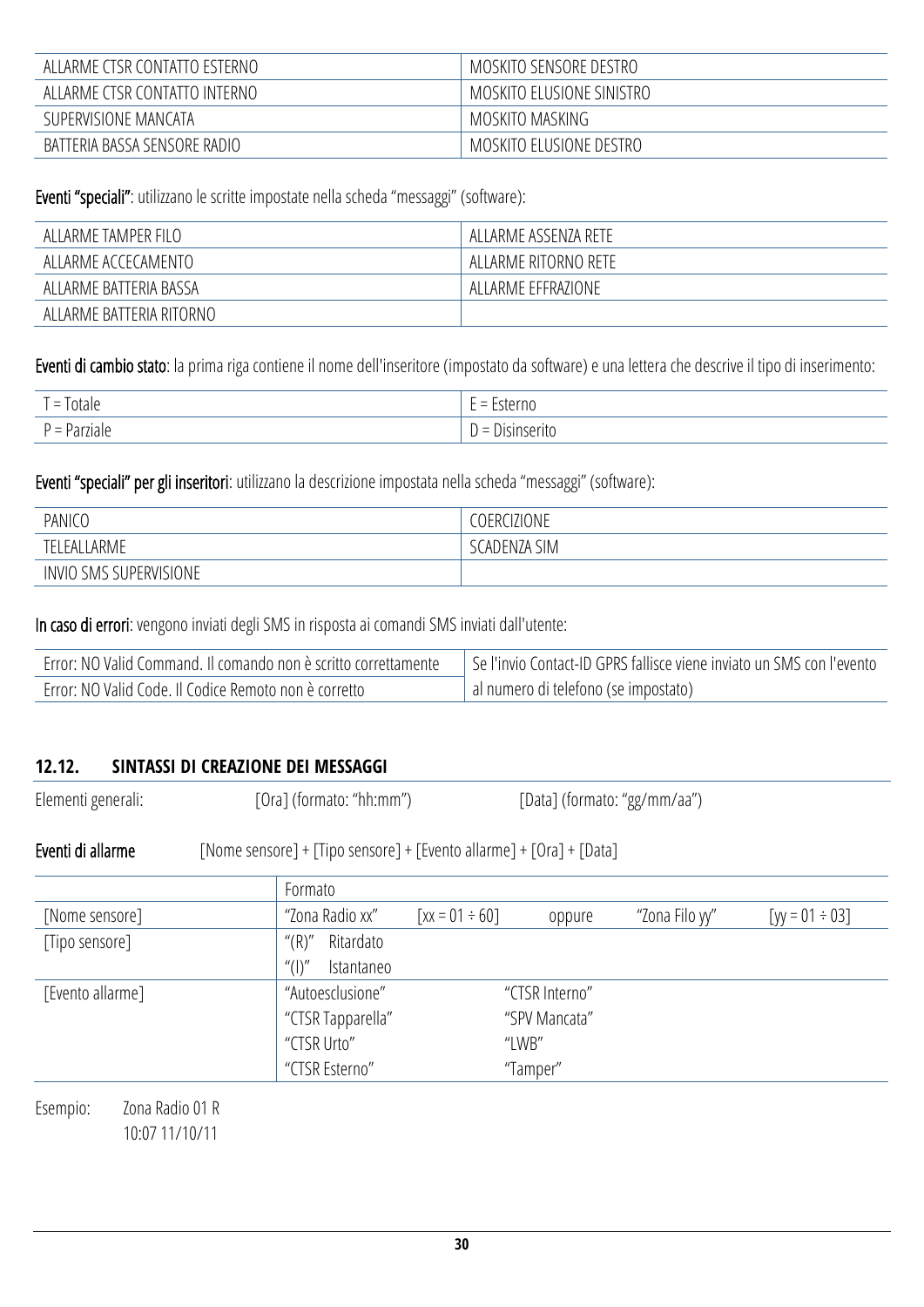| ALLARME CTSR CONTATTO ESTERNO | MOSKITO SENSORE DESTRO |
|---|---|
| ALLARME CTSR CONTATTO INTERNO | MOSKITO ELUSIONE SINISTRO |
| SUPERVISIONE MANCATA | MOSKITO MASKING |
| BATTERIA BASSA SENSORE RADIO | MOSKITO ELUSIONE DESTRO |

**Eventi "speciali"**: utilizzano le scritte impostate nella scheda "messaggi" (software):

| ALLARME TAMPER FILO | ALLARME ASSENZA RETE |
|---|---|
| ALLARME ACCECAMENTO | ALLARME RITORNO RETE |
| ALLARME BATTERIA BASSA | ALLARME EFFRAZIONE |
| ALLARME BATTERIA RITORNO | |

**Eventi di cambio stato**: la prima riga contiene il nome dell'inseritore (impostato da software) e una lettera che descrive il tipo di inserimento:

| T = Totale | E = Esterno |
|---|---|
| P = Parziale | D = Disinserito |

**Eventi "speciali" per gli inseritori**: utilizzano la descrizione impostata nella scheda "messaggi" (software):

| PANICO | COERCIZIONE |
|---|---|
| TELEALLARME | SCADENZA SIM |
| INVIO SMS SUPERVISIONE | |

**In caso di errori**: vengono inviati degli SMS in risposta ai comandi SMS inviati dall'utente:

| Error: NO Valid Command. Il comando non è scritto correttamente | Se l'invio Contact-ID GPRS fallisce viene inviato un SMS con l'evento |
|---|---|
| Error: NO Valid Code. Il Codice Remoto non è corretto | al numero di telefono (se impostato) |

## 12.12. SINTASSI DI CREAZIONE DEI MESSAGGI

Elementi generali: [Ora] (formato: "hh:mm") [Data] (formato: "gg/mm/aa")

**Eventi di allarme** [Nome sensore] + [Tipo sensore] + [Evento allarme] + [Ora] + [Data]

| | Formato | | | | |
|---|---|---|---|---|---|
| [Nome sensore] | "Zona Radio xx" | [xx = 01 ÷ 60] | oppure | "Zona Filo yy" | [yy = 01 ÷ 03] |
| [Tipo sensore] | "(R)" Ritardato<br>"(I)" Istantaneo | | | | |
| [Evento allarme] | "Autoesclusione"<br>"CTSR Tapparella"<br>"CTSR Urto"<br>"CTSR Esterno" | | "CTSR Interno"<br>"SPV Mancata"<br>"LWB"<br>"Tamper" | | |

Esempio: Zona Radio 01 R
10:07 11/10/11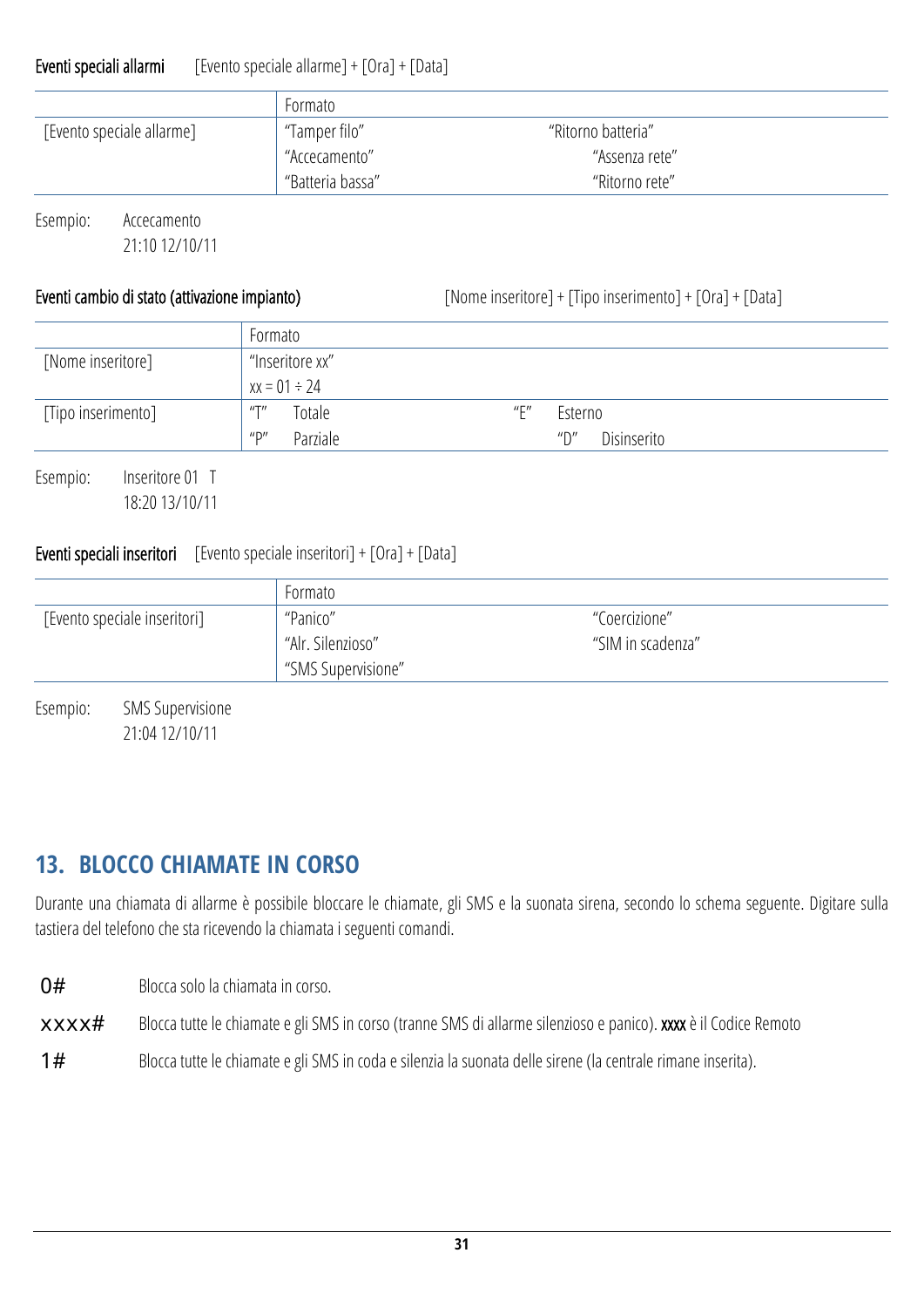**Eventi speciali allarmi** [Evento speciale allarme] + [Ora] + [Data]

| | Formato | |
|---|---|---|
| [Evento speciale allarme] | "Tamper filo" | "Ritorno batteria" |
| | "Accecamento" | "Assenza rete" |
| | "Batteria bassa" | "Ritorno rete" |

Esempio: Accecamento
21:10 12/10/11

**Eventi cambio di stato (attivazione impianto)** [Nome inseritore] + [Tipo inserimento] + [Ora] + [Data]

| | Formato | | | |
|---|---|---|---|---|
| [Nome inseritore] | "Inseritore xx" | | | |
| | xx = 01 ÷ 24 | | | |
| [Tipo inserimento] | "T" | Totale | "E" | Esterno |
| | "P" | Parziale | "D" | Disinserito |

Esempio: Inseritore 01 T
18:20 13/10/11

**Eventi speciali inseritori** [Evento speciale inseritori] + [Ora] + [Data]

| | Formato | |
|---|---|---|
| [Evento speciale inseritori] | "Panico" | "Coercizione" |
| | "Alr. Silenzioso" | "SIM in scadenza" |
| | "SMS Supervisione" | |

Esempio: SMS Supervisione
21:04 12/10/11

## 13. BLOCCO CHIAMATE IN CORSO

Durante una chiamata di allarme è possibile bloccare le chiamate, gli SMS e la suonata sirena, secondo lo schema seguente. Digitare sulla tastiera del telefono che sta ricevendo la chiamata i seguenti comandi.

| | |
|---|---|
| 0# | Blocca solo la chiamata in corso. |
| xxxx# | Blocca tutte le chiamate e gli SMS in corso (tranne SMS di allarme silenzioso e panico). **xxxx** è il Codice Remoto |
| 1# | Blocca tutte le chiamate e gli SMS in coda e silenzia la suonata delle sirene (la centrale rimane inserita). |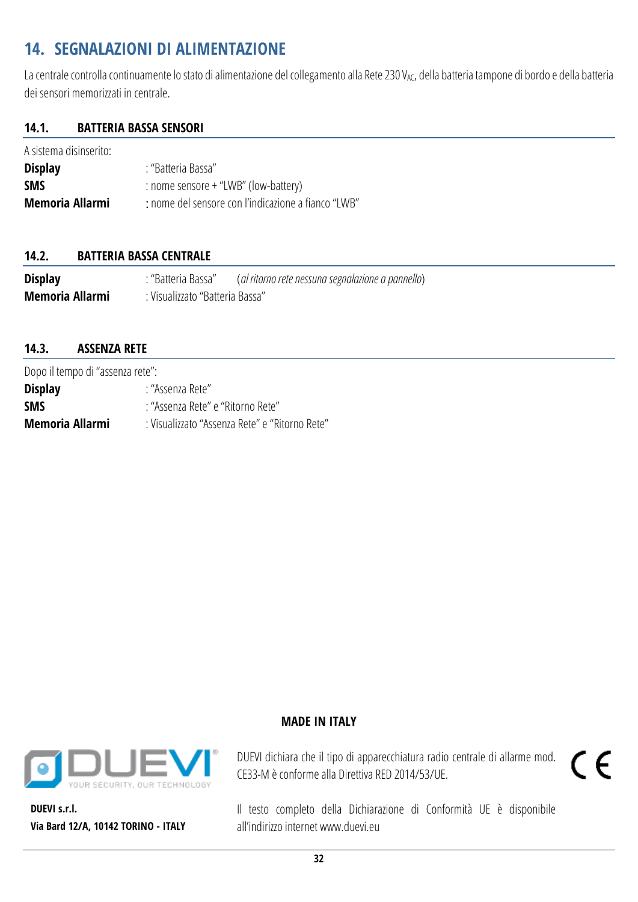# 14. SEGNALAZIONI DI ALIMENTAZIONE

La centrale controlla continuamente lo stato di alimentazione del collegamento alla Rete 230 $V_{AC}$, della batteria tampone di bordo e della batteria dei sensori memorizzati in centrale.

## 14.1. BATTERIA BASSA SENSORI

A sistema disinserito:

**Display** : "Batteria Bassa"
**SMS** : nome sensore + "LWB" (low-battery)
**Memoria Allarmi** : nome del sensore con l'indicazione a fianco "LWB"

## 14.2. BATTERIA BASSA CENTRALE

**Display** : "Batteria Bassa" (*al ritorno rete nessuna segnalazione a pannello*)
**Memoria Allarmi** : Visualizzato "Batteria Bassa"

## 14.3. ASSENZA RETE

Dopo il tempo di "assenza rete":

**Display** : "Assenza Rete"
**SMS** : "Assenza Rete" e "Ritorno Rete"
**Memoria Allarmi** : Visualizzato "Assenza Rete" e "Ritorno Rete"

**MADE IN ITALY**

DUEVI — YOUR SECURITY. OUR TECHNOLOGY

**DUEVI s.r.l.**
**Via Bard 12/A, 10142 TORINO - ITALY**

DUEVI dichiara che il tipo di apparecchiatura radio centrale di allarme mod. CE33-M è conforme alla Direttiva RED 2014/53/UE.

CE

Il testo completo della Dichiarazione di Conformità UE è disponibile all'indirizzo internet www.duevi.eu